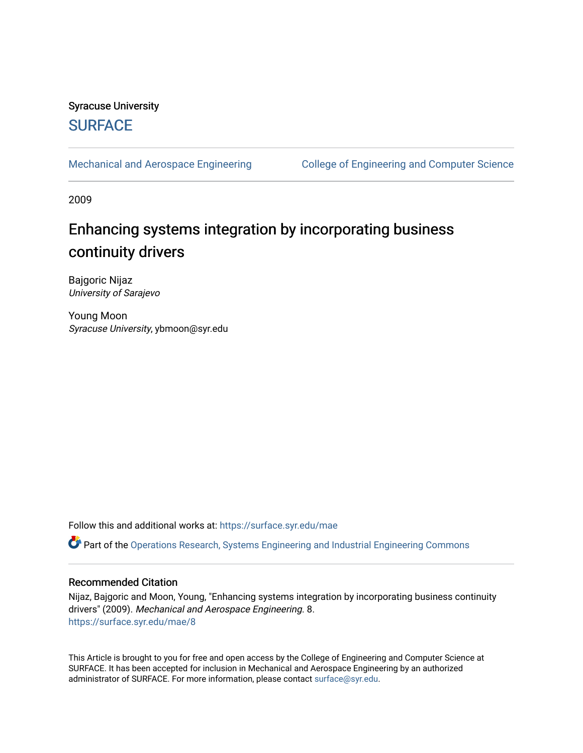Syracuse University

# SURFACE

Mechanical and Aerospace Engineering | College of Engineering and Computer Science

2009

# Enhancing systems integration by incorporating business continuity drivers

Bajgoric Nijaz
*University of Sarajevo*

Young Moon
*Syracuse University*, ybmoon@syr.edu

Follow this and additional works at: https://surface.syr.edu/mae

Part of the Operations Research, Systems Engineering and Industrial Engineering Commons

## Recommended Citation

Nijaz, Bajgoric and Moon, Young, "Enhancing systems integration by incorporating business continuity drivers" (2009). *Mechanical and Aerospace Engineering.* 8.
https://surface.syr.edu/mae/8

This Article is brought to you for free and open access by the College of Engineering and Computer Science at SURFACE. It has been accepted for inclusion in Mechanical and Aerospace Engineering by an authorized administrator of SURFACE. For more information, please contact surface@syr.edu.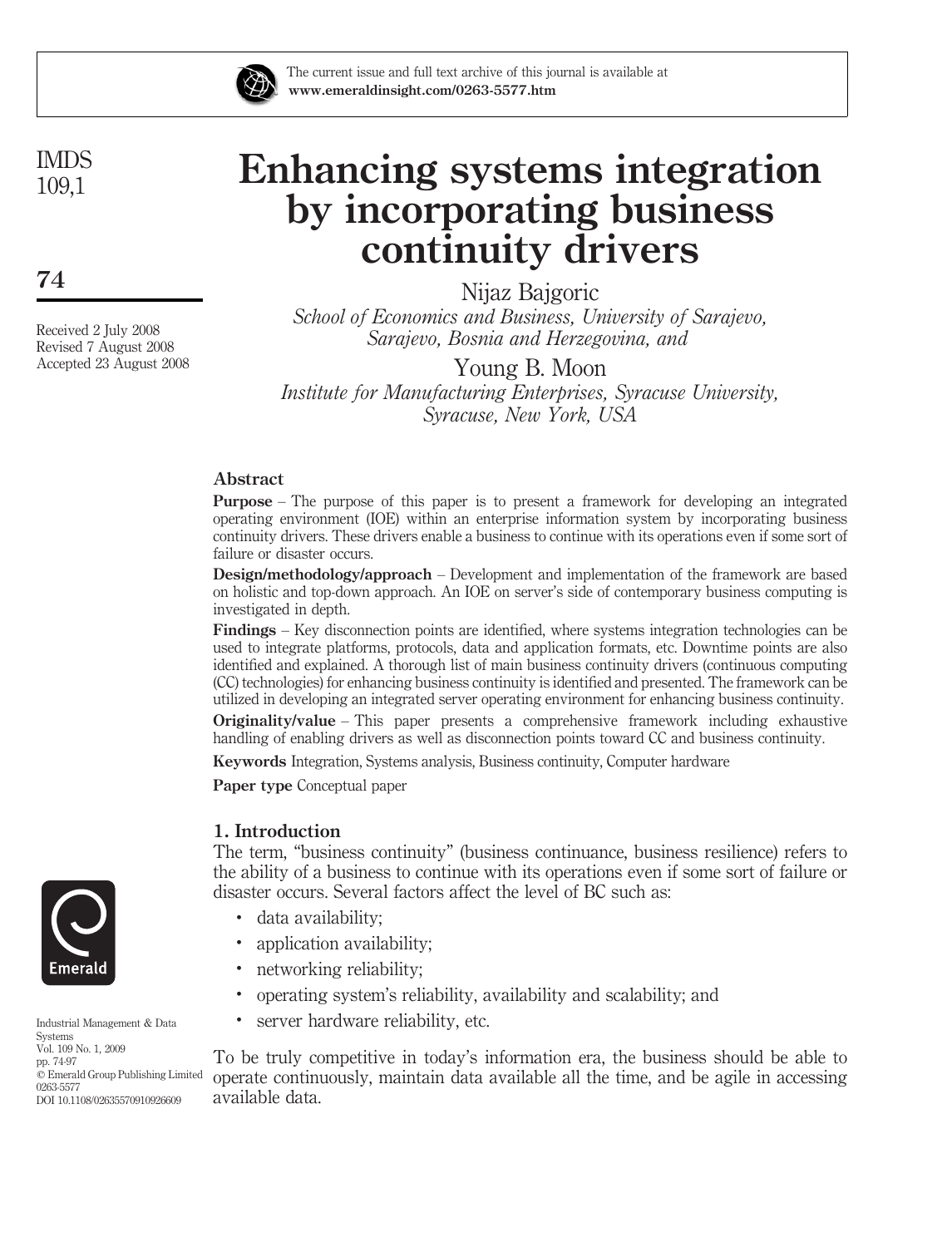# Enhancing systems integration by incorporating business continuity drivers

Nijaz Bajgoric

*School of Economics and Business, University of Sarajevo, Sarajevo, Bosnia and Herzegovina, and*

Young B. Moon

*Institute for Manufacturing Enterprises, Syracuse University, Syracuse, New York, USA*

Received 2 July 2008
Revised 7 August 2008
Accepted 23 August 2008

## Abstract

**Purpose** – The purpose of this paper is to present a framework for developing an integrated operating environment (IOE) within an enterprise information system by incorporating business continuity drivers. These drivers enable a business to continue with its operations even if some sort of failure or disaster occurs.

**Design/methodology/approach** – Development and implementation of the framework are based on holistic and top-down approach. An IOE on server's side of contemporary business computing is investigated in depth.

**Findings** – Key disconnection points are identified, where systems integration technologies can be used to integrate platforms, protocols, data and application formats, etc. Downtime points are also identified and explained. A thorough list of main business continuity drivers (continuous computing (CC) technologies) for enhancing business continuity is identified and presented. The framework can be utilized in developing an integrated server operating environment for enhancing business continuity.

**Originality/value** – This paper presents a comprehensive framework including exhaustive handling of enabling drivers as well as disconnection points toward CC and business continuity.

**Keywords** Integration, Systems analysis, Business continuity, Computer hardware

**Paper type** Conceptual paper

## 1. Introduction

The term, "business continuity" (business continuance, business resilience) refers to the ability of a business to continue with its operations even if some sort of failure or disaster occurs. Several factors affect the level of BC such as:

- data availability;
- application availability;
- networking reliability;
- operating system's reliability, availability and scalability; and
- server hardware reliability, etc.

To be truly competitive in today's information era, the business should be able to operate continuously, maintain data available all the time, and be agile in accessing available data.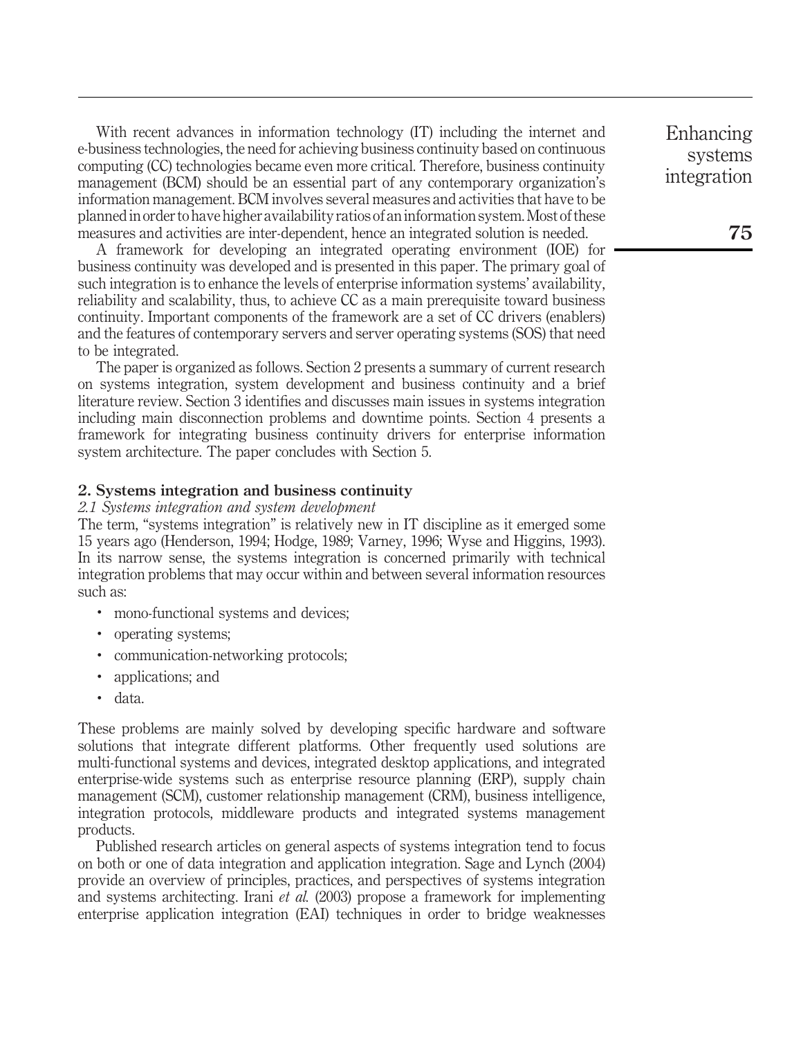With recent advances in information technology (IT) including the internet and e-business technologies, the need for achieving business continuity based on continuous computing (CC) technologies became even more critical. Therefore, business continuity management (BCM) should be an essential part of any contemporary organization's information management. BCM involves several measures and activities that have to be planned in order to have higher availability ratios of an information system. Most of these measures and activities are inter-dependent, hence an integrated solution is needed.

A framework for developing an integrated operating environment (IOE) for business continuity was developed and is presented in this paper. The primary goal of such integration is to enhance the levels of enterprise information systems' availability, reliability and scalability, thus, to achieve CC as a main prerequisite toward business continuity. Important components of the framework are a set of CC drivers (enablers) and the features of contemporary servers and server operating systems (SOS) that need to be integrated.

The paper is organized as follows. Section 2 presents a summary of current research on systems integration, system development and business continuity and a brief literature review. Section 3 identifies and discusses main issues in systems integration including main disconnection problems and downtime points. Section 4 presents a framework for integrating business continuity drivers for enterprise information system architecture. The paper concludes with Section 5.

## 2. Systems integration and business continuity

### *2.1 Systems integration and system development*

The term, "systems integration" is relatively new in IT discipline as it emerged some 15 years ago (Henderson, 1994; Hodge, 1989; Varney, 1996; Wyse and Higgins, 1993). In its narrow sense, the systems integration is concerned primarily with technical integration problems that may occur within and between several information resources such as:

- mono-functional systems and devices;
- operating systems;
- communication-networking protocols;
- applications; and
- data.

These problems are mainly solved by developing specific hardware and software solutions that integrate different platforms. Other frequently used solutions are multi-functional systems and devices, integrated desktop applications, and integrated enterprise-wide systems such as enterprise resource planning (ERP), supply chain management (SCM), customer relationship management (CRM), business intelligence, integration protocols, middleware products and integrated systems management products.

Published research articles on general aspects of systems integration tend to focus on both or one of data integration and application integration. Sage and Lynch (2004) provide an overview of principles, practices, and perspectives of systems integration and systems architecting. Irani *et al.* (2003) propose a framework for implementing enterprise application integration (EAI) techniques in order to bridge weaknesses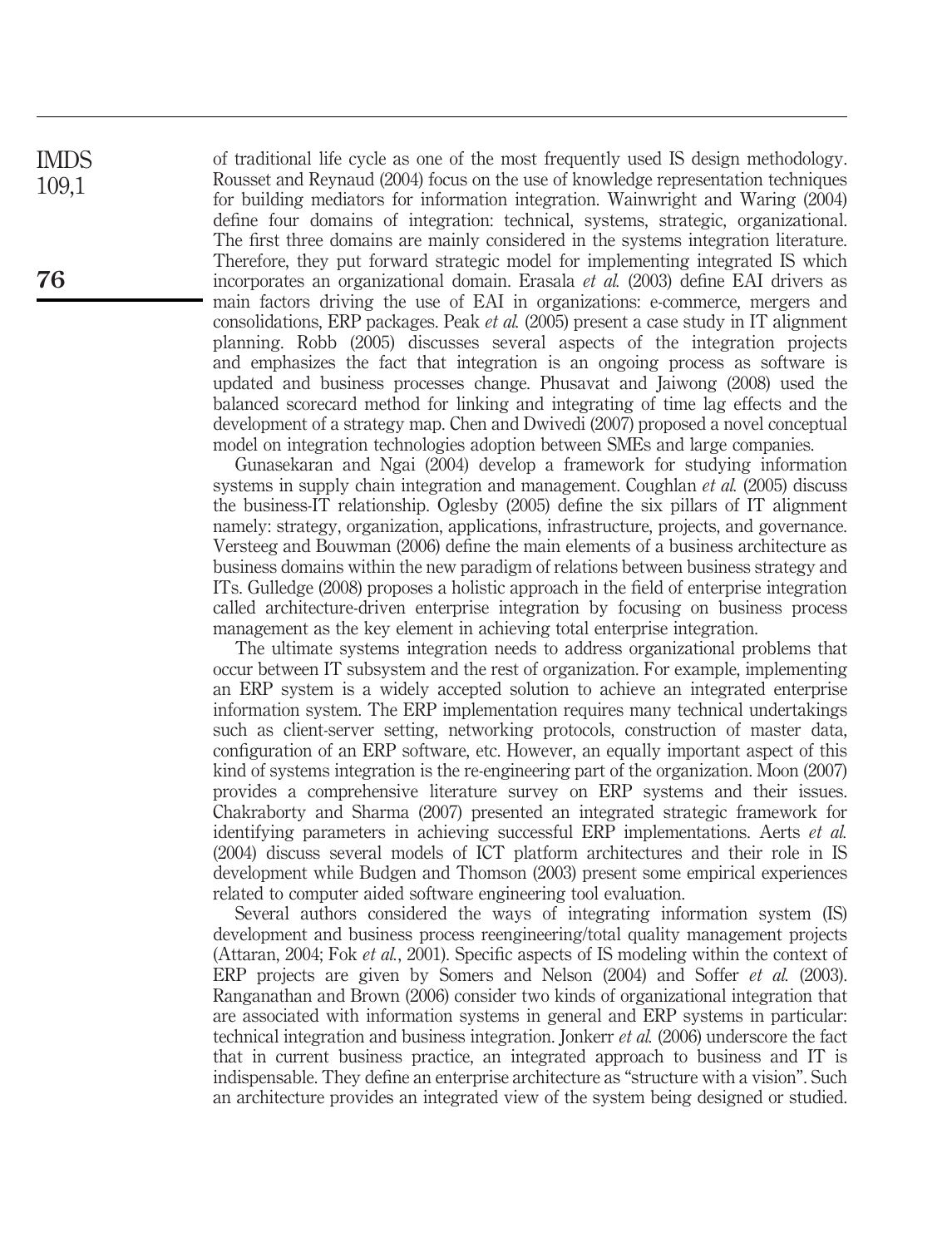of traditional life cycle as one of the most frequently used IS design methodology. Rousset and Reynaud (2004) focus on the use of knowledge representation techniques for building mediators for information integration. Wainwright and Waring (2004) define four domains of integration: technical, systems, strategic, organizational. The first three domains are mainly considered in the systems integration literature. Therefore, they put forward strategic model for implementing integrated IS which incorporates an organizational domain. Erasala *et al.* (2003) define EAI drivers as main factors driving the use of EAI in organizations: e-commerce, mergers and consolidations, ERP packages. Peak *et al.* (2005) present a case study in IT alignment planning. Robb (2005) discusses several aspects of the integration projects and emphasizes the fact that integration is an ongoing process as software is updated and business processes change. Phusavat and Jaiwong (2008) used the balanced scorecard method for linking and integrating of time lag effects and the development of a strategy map. Chen and Dwivedi (2007) proposed a novel conceptual model on integration technologies adoption between SMEs and large companies.

Gunasekaran and Ngai (2004) develop a framework for studying information systems in supply chain integration and management. Coughlan *et al.* (2005) discuss the business-IT relationship. Oglesby (2005) define the six pillars of IT alignment namely: strategy, organization, applications, infrastructure, projects, and governance. Versteeg and Bouwman (2006) define the main elements of a business architecture as business domains within the new paradigm of relations between business strategy and ITs. Gulledge (2008) proposes a holistic approach in the field of enterprise integration called architecture-driven enterprise integration by focusing on business process management as the key element in achieving total enterprise integration.

The ultimate systems integration needs to address organizational problems that occur between IT subsystem and the rest of organization. For example, implementing an ERP system is a widely accepted solution to achieve an integrated enterprise information system. The ERP implementation requires many technical undertakings such as client-server setting, networking protocols, construction of master data, configuration of an ERP software, etc. However, an equally important aspect of this kind of systems integration is the re-engineering part of the organization. Moon (2007) provides a comprehensive literature survey on ERP systems and their issues. Chakraborty and Sharma (2007) presented an integrated strategic framework for identifying parameters in achieving successful ERP implementations. Aerts *et al.* (2004) discuss several models of ICT platform architectures and their role in IS development while Budgen and Thomson (2003) present some empirical experiences related to computer aided software engineering tool evaluation.

Several authors considered the ways of integrating information system (IS) development and business process reengineering/total quality management projects (Attaran, 2004; Fok *et al.*, 2001). Specific aspects of IS modeling within the context of ERP projects are given by Somers and Nelson (2004) and Soffer *et al.* (2003). Ranganathan and Brown (2006) consider two kinds of organizational integration that are associated with information systems in general and ERP systems in particular: technical integration and business integration. Jonkerr *et al.* (2006) underscore the fact that in current business practice, an integrated approach to business and IT is indispensable. They define an enterprise architecture as "structure with a vision". Such an architecture provides an integrated view of the system being designed or studied.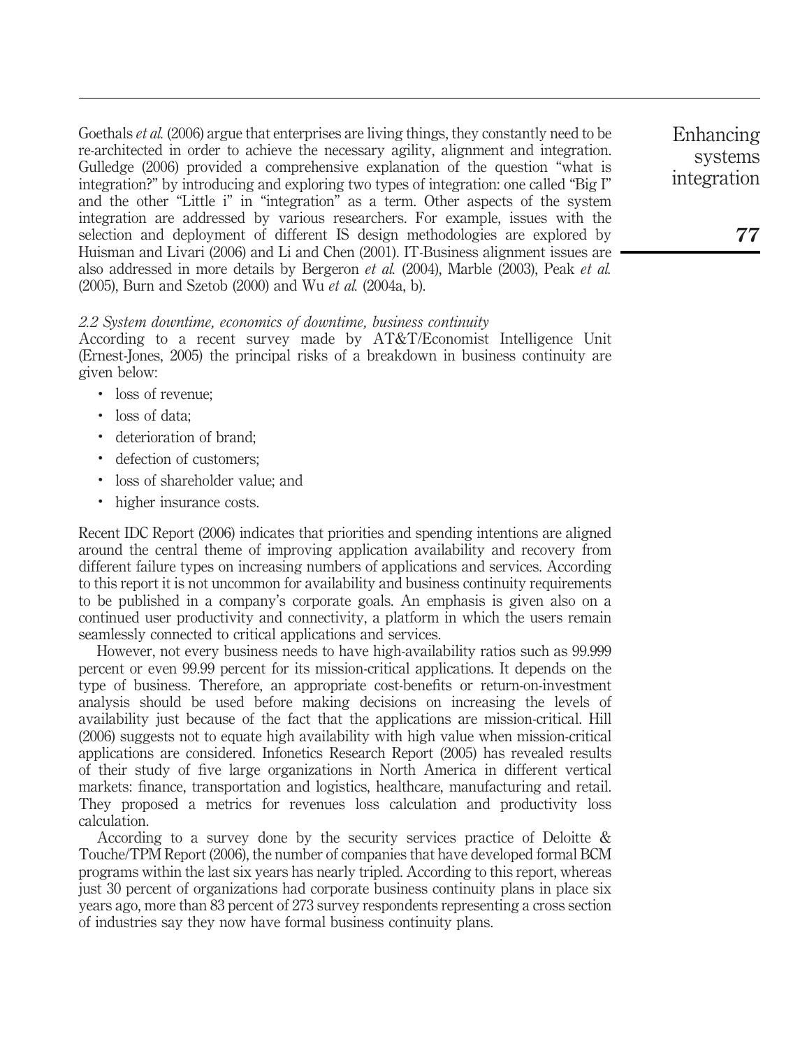Goethals *et al.* (2006) argue that enterprises are living things, they constantly need to be re-architected in order to achieve the necessary agility, alignment and integration. Gulledge (2006) provided a comprehensive explanation of the question "what is integration?" by introducing and exploring two types of integration: one called "Big I" and the other "Little i" in "integration" as a term. Other aspects of the system integration are addressed by various researchers. For example, issues with the selection and deployment of different IS design methodologies are explored by Huisman and Livari (2006) and Li and Chen (2001). IT-Business alignment issues are also addressed in more details by Bergeron *et al.* (2004), Marble (2003), Peak *et al.* (2005), Burn and Szetob (2000) and Wu *et al.* (2004a, b).

### *2.2 System downtime, economics of downtime, business continuity*

According to a recent survey made by AT&T/Economist Intelligence Unit (Ernest-Jones, 2005) the principal risks of a breakdown in business continuity are given below:

- loss of revenue;
- loss of data;
- deterioration of brand;
- defection of customers;
- loss of shareholder value; and
- higher insurance costs.

Recent IDC Report (2006) indicates that priorities and spending intentions are aligned around the central theme of improving application availability and recovery from different failure types on increasing numbers of applications and services. According to this report it is not uncommon for availability and business continuity requirements to be published in a company's corporate goals. An emphasis is given also on a continued user productivity and connectivity, a platform in which the users remain seamlessly connected to critical applications and services.

However, not every business needs to have high-availability ratios such as 99.999 percent or even 99.99 percent for its mission-critical applications. It depends on the type of business. Therefore, an appropriate cost-benefits or return-on-investment analysis should be used before making decisions on increasing the levels of availability just because of the fact that the applications are mission-critical. Hill (2006) suggests not to equate high availability with high value when mission-critical applications are considered. Infonetics Research Report (2005) has revealed results of their study of five large organizations in North America in different vertical markets: finance, transportation and logistics, healthcare, manufacturing and retail. They proposed a metrics for revenues loss calculation and productivity loss calculation.

According to a survey done by the security services practice of Deloitte & Touche/TPM Report (2006), the number of companies that have developed formal BCM programs within the last six years has nearly tripled. According to this report, whereas just 30 percent of organizations had corporate business continuity plans in place six years ago, more than 83 percent of 273 survey respondents representing a cross section of industries say they now have formal business continuity plans.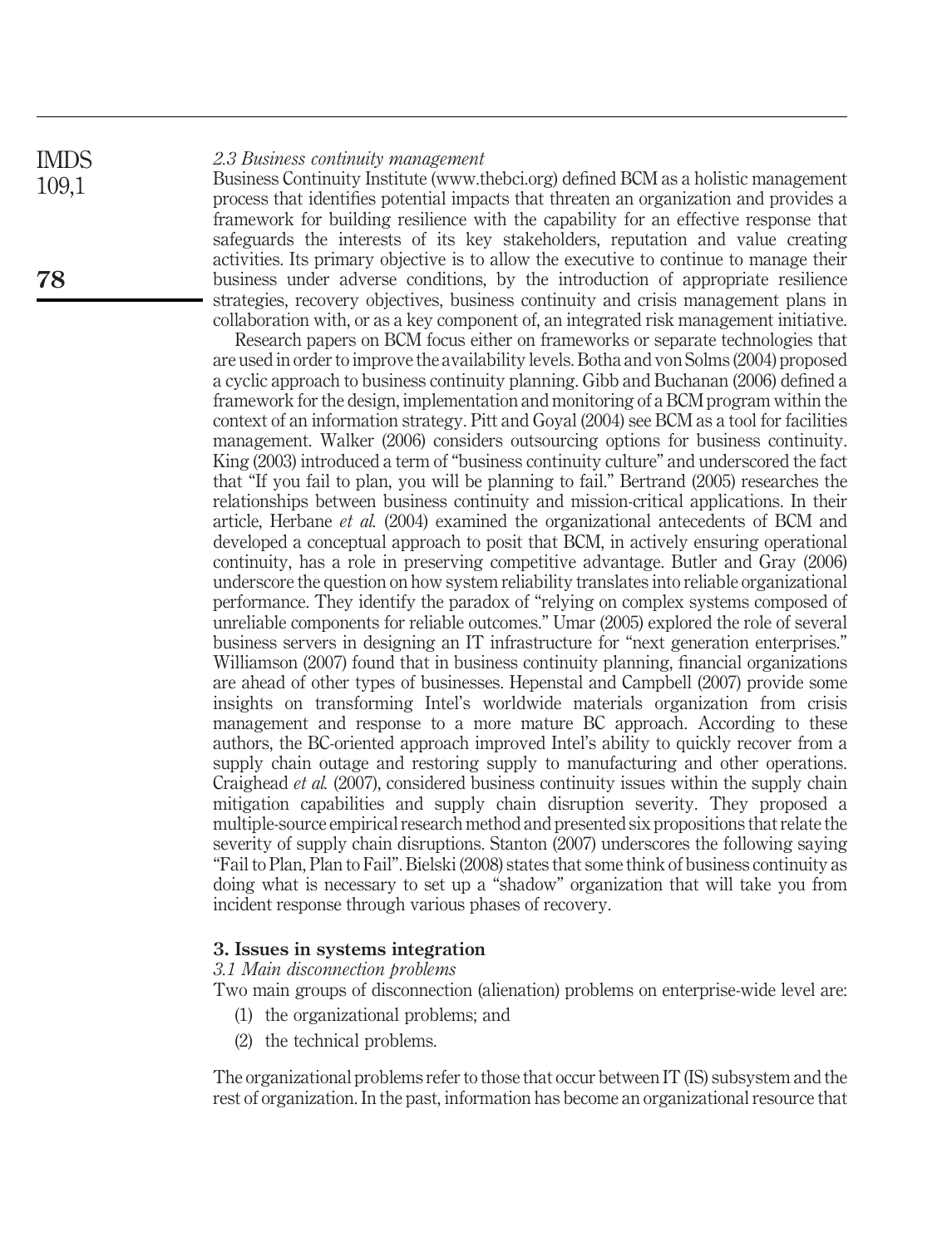### *2.3 Business continuity management*

Business Continuity Institute (www.thebci.org) defined BCM as a holistic management process that identifies potential impacts that threaten an organization and provides a framework for building resilience with the capability for an effective response that safeguards the interests of its key stakeholders, reputation and value creating activities. Its primary objective is to allow the executive to continue to manage their business under adverse conditions, by the introduction of appropriate resilience strategies, recovery objectives, business continuity and crisis management plans in collaboration with, or as a key component of, an integrated risk management initiative.

Research papers on BCM focus either on frameworks or separate technologies that are used in order to improve the availability levels. Botha and von Solms (2004) proposed a cyclic approach to business continuity planning. Gibb and Buchanan (2006) defined a framework for the design, implementation and monitoring of a BCM program within the context of an information strategy. Pitt and Goyal (2004) see BCM as a tool for facilities management. Walker (2006) considers outsourcing options for business continuity. King (2003) introduced a term of "business continuity culture" and underscored the fact that "If you fail to plan, you will be planning to fail." Bertrand (2005) researches the relationships between business continuity and mission-critical applications. In their article, Herbane *et al.* (2004) examined the organizational antecedents of BCM and developed a conceptual approach to posit that BCM, in actively ensuring operational continuity, has a role in preserving competitive advantage. Butler and Gray (2006) underscore the question on how system reliability translates into reliable organizational performance. They identify the paradox of "relying on complex systems composed of unreliable components for reliable outcomes." Umar (2005) explored the role of several business servers in designing an IT infrastructure for "next generation enterprises." Williamson (2007) found that in business continuity planning, financial organizations are ahead of other types of businesses. Hepenstal and Campbell (2007) provide some insights on transforming Intel's worldwide materials organization from crisis management and response to a more mature BC approach. According to these authors, the BC-oriented approach improved Intel's ability to quickly recover from a supply chain outage and restoring supply to manufacturing and other operations. Craighead *et al.* (2007), considered business continuity issues within the supply chain mitigation capabilities and supply chain disruption severity. They proposed a multiple-source empirical research method and presented six propositions that relate the severity of supply chain disruptions. Stanton (2007) underscores the following saying "Fail to Plan, Plan to Fail". Bielski (2008) states that some think of business continuity as doing what is necessary to set up a "shadow" organization that will take you from incident response through various phases of recovery.

## 3. Issues in systems integration

### *3.1 Main disconnection problems*

Two main groups of disconnection (alienation) problems on enterprise-wide level are:

1. the organizational problems; and
2. the technical problems.

The organizational problems refer to those that occur between IT (IS) subsystem and the rest of organization. In the past, information has become an organizational resource that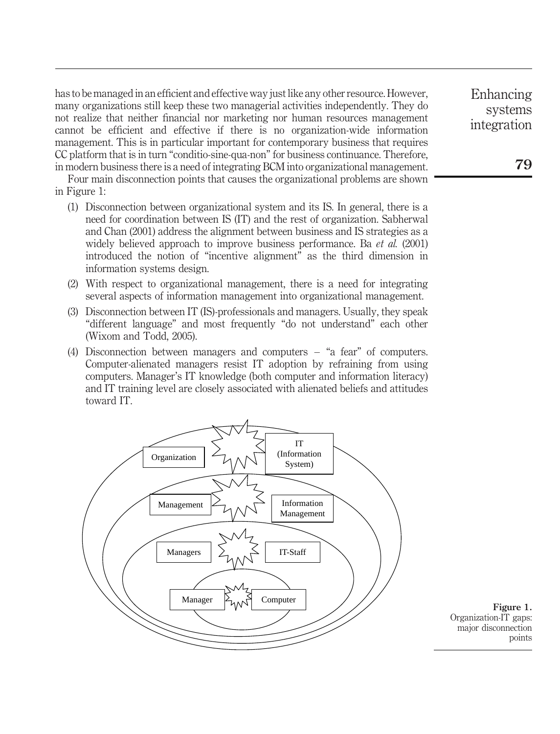has to be managed in an efficient and effective way just like any other resource. However, many organizations still keep these two managerial activities independently. They do not realize that neither financial nor marketing nor human resources management cannot be efficient and effective if there is no organization-wide information management. This is in particular important for contemporary business that requires CC platform that is in turn "conditio-sine-qua-non" for business continuance. Therefore, in modern business there is a need of integrating BCM into organizational management.

Four main disconnection points that causes the organizational problems are shown in Figure 1:

1. Disconnection between organizational system and its IS. In general, there is a need for coordination between IS (IT) and the rest of organization. Sabherwal and Chan (2001) address the alignment between business and IS strategies as a widely believed approach to improve business performance. Ba *et al.* (2001) introduced the notion of "incentive alignment" as the third dimension in information systems design.
2. With respect to organizational management, there is a need for integrating several aspects of information management into organizational management.
3. Disconnection between IT (IS)-professionals and managers. Usually, they speak "different language" and most frequently "do not understand" each other (Wixom and Todd, 2005).
4. Disconnection between managers and computers – "a fear" of computers. Computer-alienated managers resist IT adoption by refraining from using computers. Manager's IT knowledge (both computer and information literacy) and IT training level are closely associated with alienated beliefs and attitudes toward IT.

Organization | IT (Information System)

Management | Information Management

Managers | IT-Staff

Manager | Computer

**Figure 1.** Organization-IT gaps: major disconnection points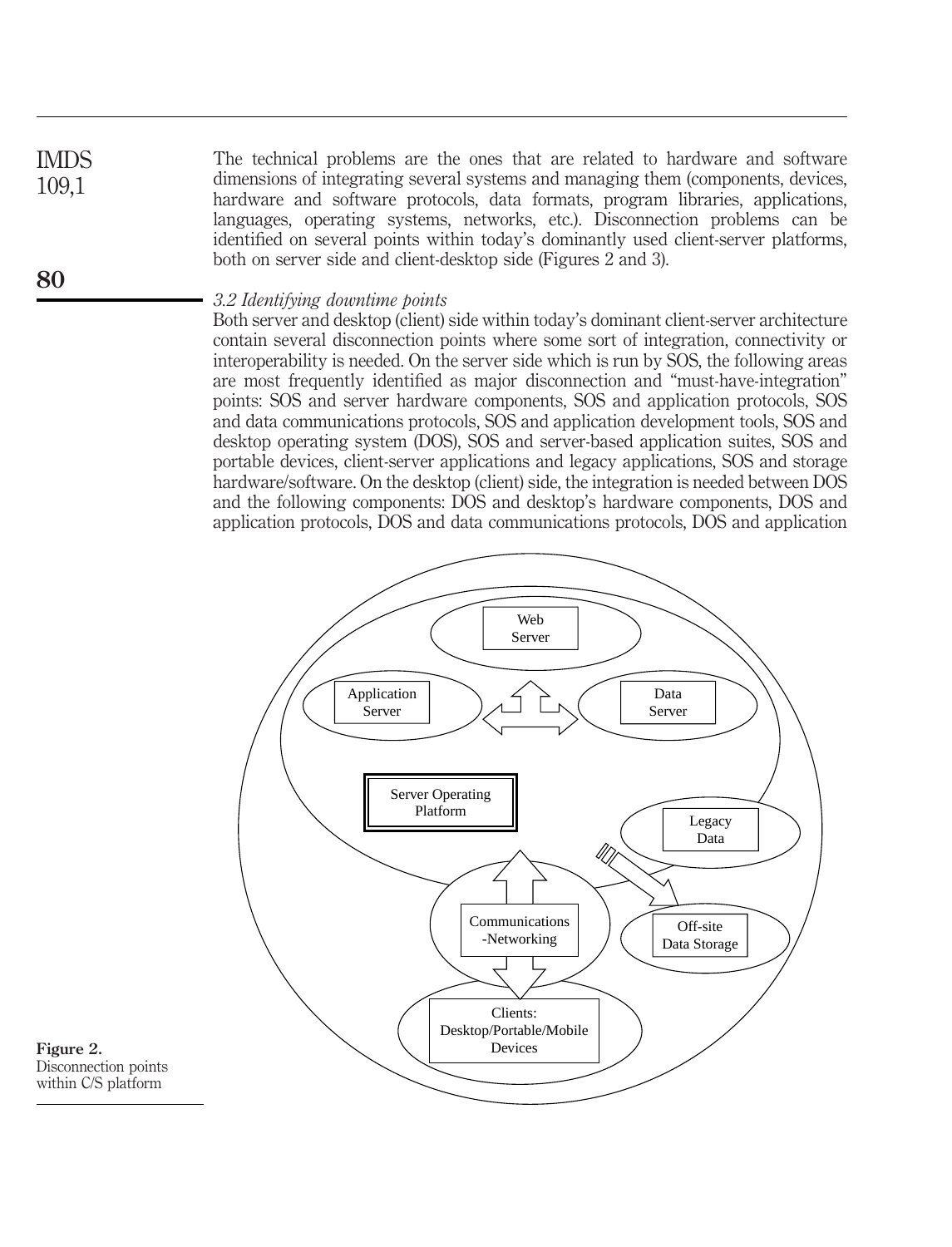The technical problems are the ones that are related to hardware and software dimensions of integrating several systems and managing them (components, devices, hardware and software protocols, data formats, program libraries, applications, languages, operating systems, networks, etc.). Disconnection problems can be identified on several points within today's dominantly used client-server platforms, both on server side and client-desktop side (Figures 2 and 3).

### *3.2 Identifying downtime points*

Both server and desktop (client) side within today's dominant client-server architecture contain several disconnection points where some sort of integration, connectivity or interoperability is needed. On the server side which is run by SOS, the following areas are most frequently identified as major disconnection and "must-have-integration" points: SOS and server hardware components, SOS and application protocols, SOS and data communications protocols, SOS and application development tools, SOS and desktop operating system (DOS), SOS and server-based application suites, SOS and portable devices, client-server applications and legacy applications, SOS and storage hardware/software. On the desktop (client) side, the integration is needed between DOS and the following components: DOS and desktop's hardware components, DOS and application protocols, DOS and data communications protocols, DOS and application

**Figure 2.** Disconnection points within C/S platform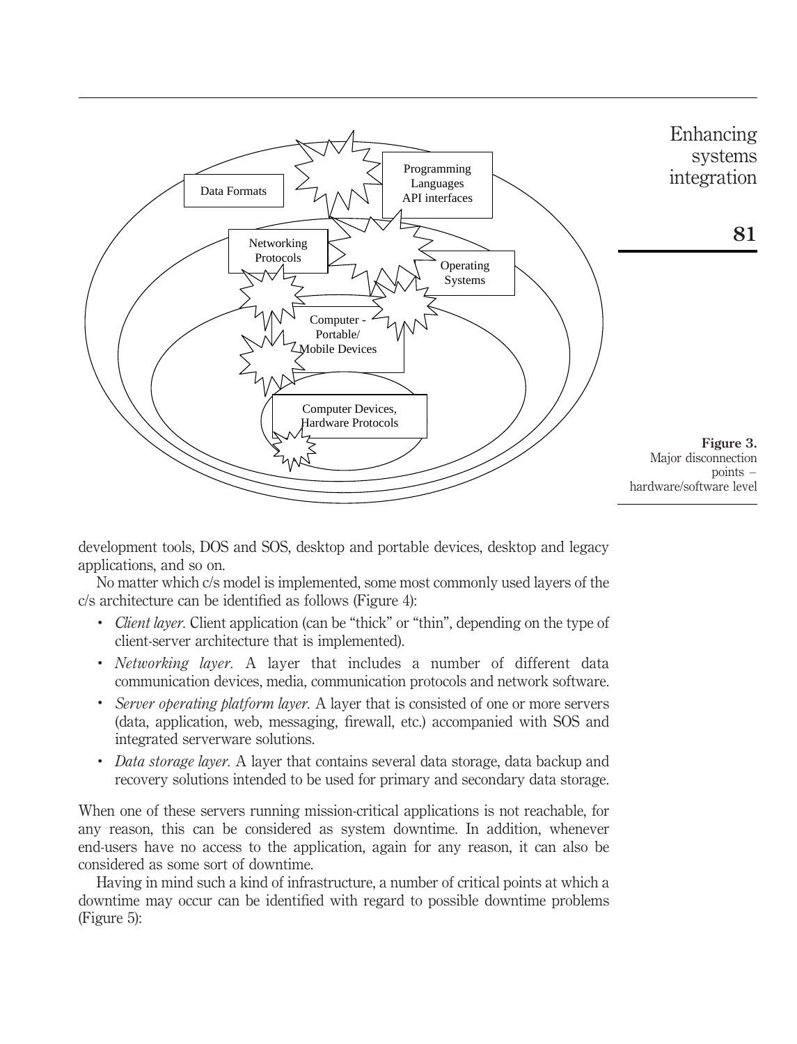Figure 3.
Major disconnection points – hardware/software level

development tools, DOS and SOS, desktop and portable devices, desktop and legacy applications, and so on.

No matter which c/s model is implemented, some most commonly used layers of the c/s architecture can be identified as follows (Figure 4):

- *Client layer*. Client application (can be "thick" or "thin", depending on the type of client-server architecture that is implemented).
- *Networking layer*. A layer that includes a number of different data communication devices, media, communication protocols and network software.
- *Server operating platform layer*. A layer that is consisted of one or more servers (data, application, web, messaging, firewall, etc.) accompanied with SOS and integrated serverware solutions.
- *Data storage layer*. A layer that contains several data storage, data backup and recovery solutions intended to be used for primary and secondary data storage.

When one of these servers running mission-critical applications is not reachable, for any reason, this can be considered as system downtime. In addition, whenever end-users have no access to the application, again for any reason, it can also be considered as some sort of downtime.

Having in mind such a kind of infrastructure, a number of critical points at which a downtime may occur can be identified with regard to possible downtime problems (Figure 5):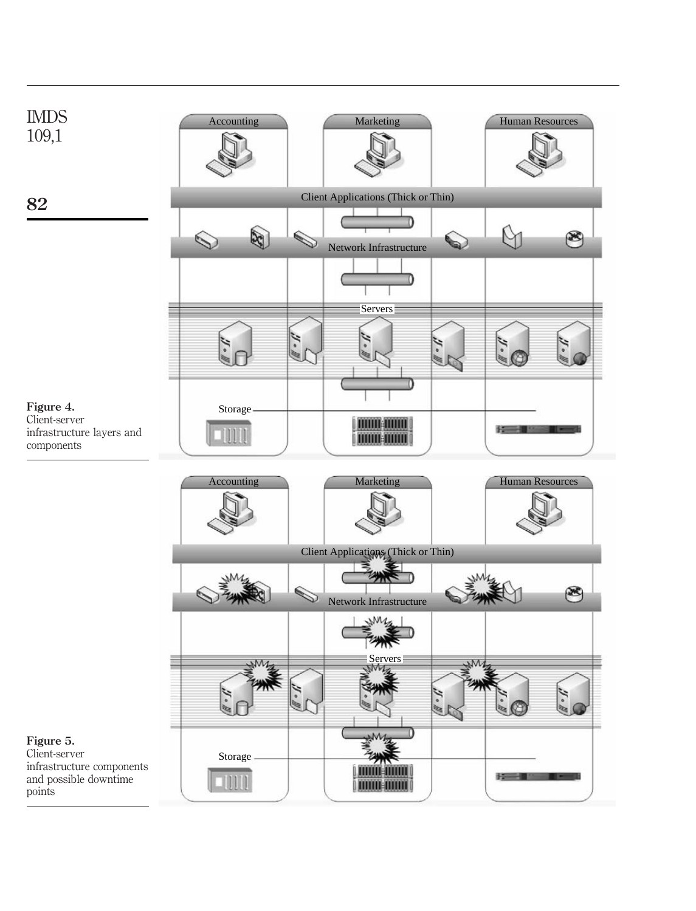**Figure 4.**
Client-server infrastructure layers and components

**Figure 5.**
Client-server infrastructure components and possible downtime points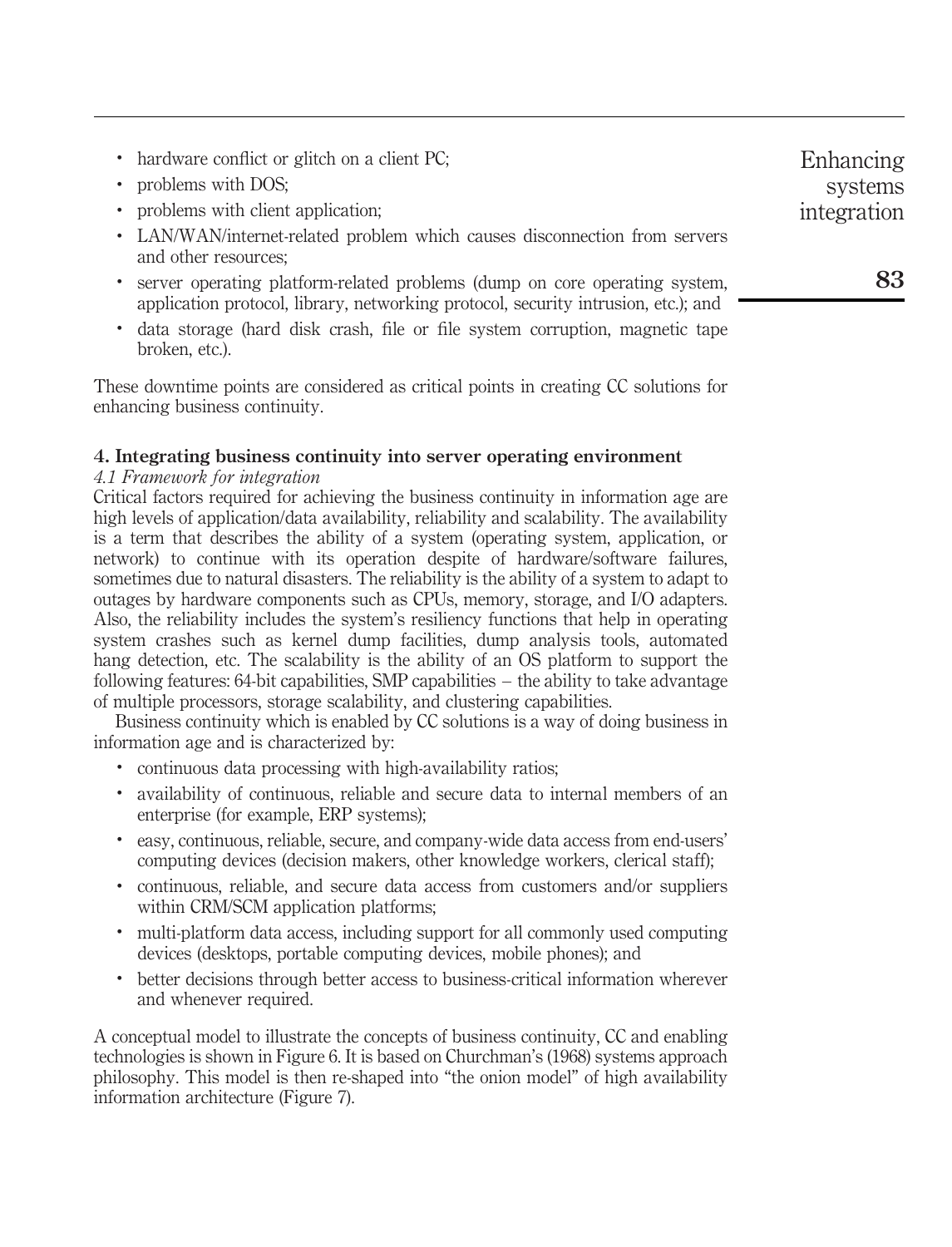- hardware conflict or glitch on a client PC;
- problems with DOS;
- problems with client application;
- LAN/WAN/internet-related problem which causes disconnection from servers and other resources;
- server operating platform-related problems (dump on core operating system, application protocol, library, networking protocol, security intrusion, etc.); and
- data storage (hard disk crash, file or file system corruption, magnetic tape broken, etc.).

These downtime points are considered as critical points in creating CC solutions for enhancing business continuity.

## 4. Integrating business continuity into server operating environment

### *4.1 Framework for integration*

Critical factors required for achieving the business continuity in information age are high levels of application/data availability, reliability and scalability. The availability is a term that describes the ability of a system (operating system, application, or network) to continue with its operation despite of hardware/software failures, sometimes due to natural disasters. The reliability is the ability of a system to adapt to outages by hardware components such as CPUs, memory, storage, and I/O adapters. Also, the reliability includes the system's resiliency functions that help in operating system crashes such as kernel dump facilities, dump analysis tools, automated hang detection, etc. The scalability is the ability of an OS platform to support the following features: 64-bit capabilities, SMP capabilities – the ability to take advantage of multiple processors, storage scalability, and clustering capabilities.

Business continuity which is enabled by CC solutions is a way of doing business in information age and is characterized by:

- continuous data processing with high-availability ratios;
- availability of continuous, reliable and secure data to internal members of an enterprise (for example, ERP systems);
- easy, continuous, reliable, secure, and company-wide data access from end-users' computing devices (decision makers, other knowledge workers, clerical staff);
- continuous, reliable, and secure data access from customers and/or suppliers within CRM/SCM application platforms;
- multi-platform data access, including support for all commonly used computing devices (desktops, portable computing devices, mobile phones); and
- better decisions through better access to business-critical information wherever and whenever required.

A conceptual model to illustrate the concepts of business continuity, CC and enabling technologies is shown in Figure 6. It is based on Churchman's (1968) systems approach philosophy. This model is then re-shaped into "the onion model" of high availability information architecture (Figure 7).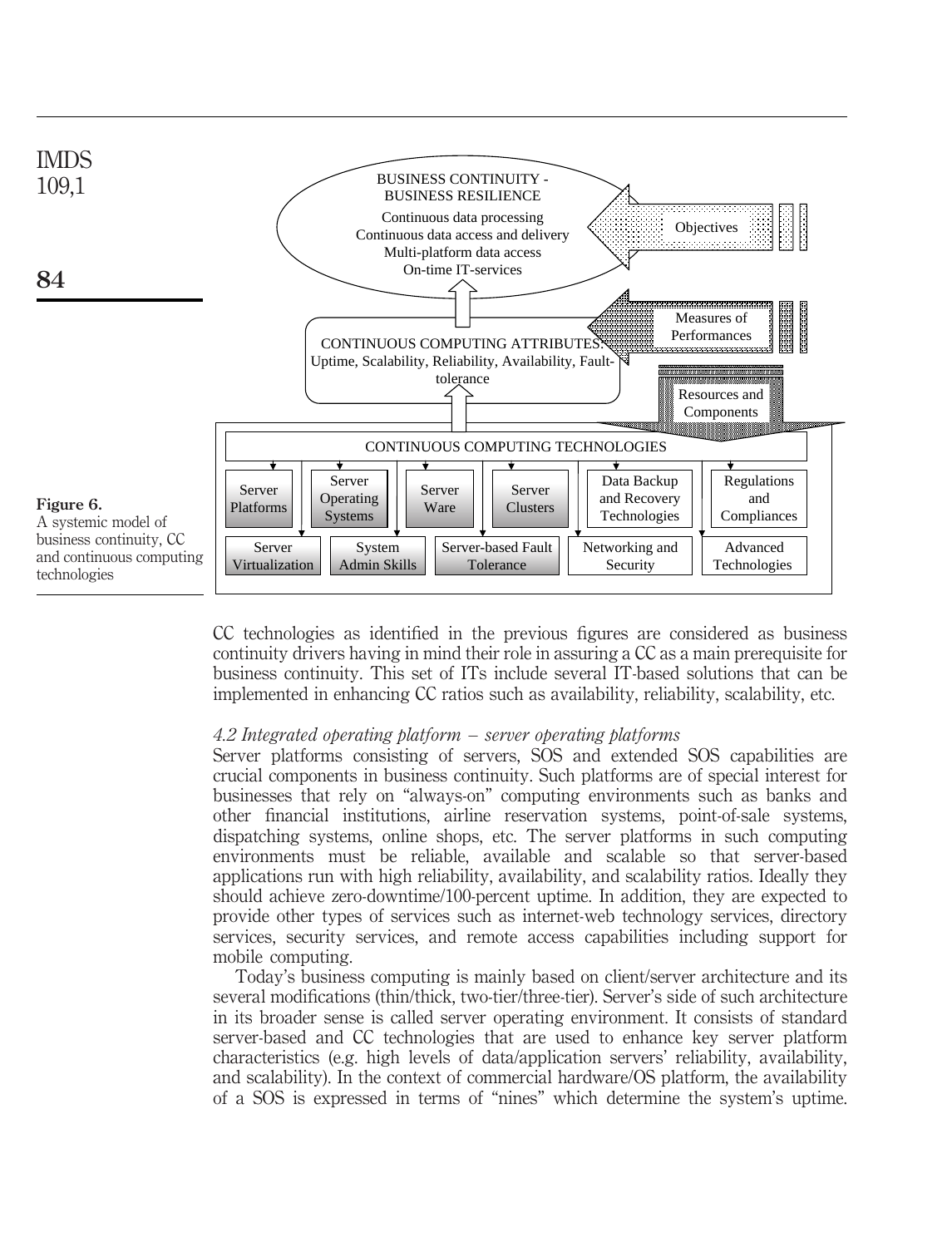Figure 6.
A systemic model of business continuity, CC and continuous computing technologies

CC technologies as identified in the previous figures are considered as business continuity drivers having in mind their role in assuring a CC as a main prerequisite for business continuity. This set of ITs include several IT-based solutions that can be implemented in enhancing CC ratios such as availability, reliability, scalability, etc.

### *4.2 Integrated operating platform – server operating platforms*

Server platforms consisting of servers, SOS and extended SOS capabilities are crucial components in business continuity. Such platforms are of special interest for businesses that rely on "always-on" computing environments such as banks and other financial institutions, airline reservation systems, point-of-sale systems, dispatching systems, online shops, etc. The server platforms in such computing environments must be reliable, available and scalable so that server-based applications run with high reliability, availability, and scalability ratios. Ideally they should achieve zero-downtime/100-percent uptime. In addition, they are expected to provide other types of services such as internet-web technology services, directory services, security services, and remote access capabilities including support for mobile computing.

Today's business computing is mainly based on client/server architecture and its several modifications (thin/thick, two-tier/three-tier). Server's side of such architecture in its broader sense is called server operating environment. It consists of standard server-based and CC technologies that are used to enhance key server platform characteristics (e.g. high levels of data/application servers' reliability, availability, and scalability). In the context of commercial hardware/OS platform, the availability of a SOS is expressed in terms of "nines" which determine the system's uptime.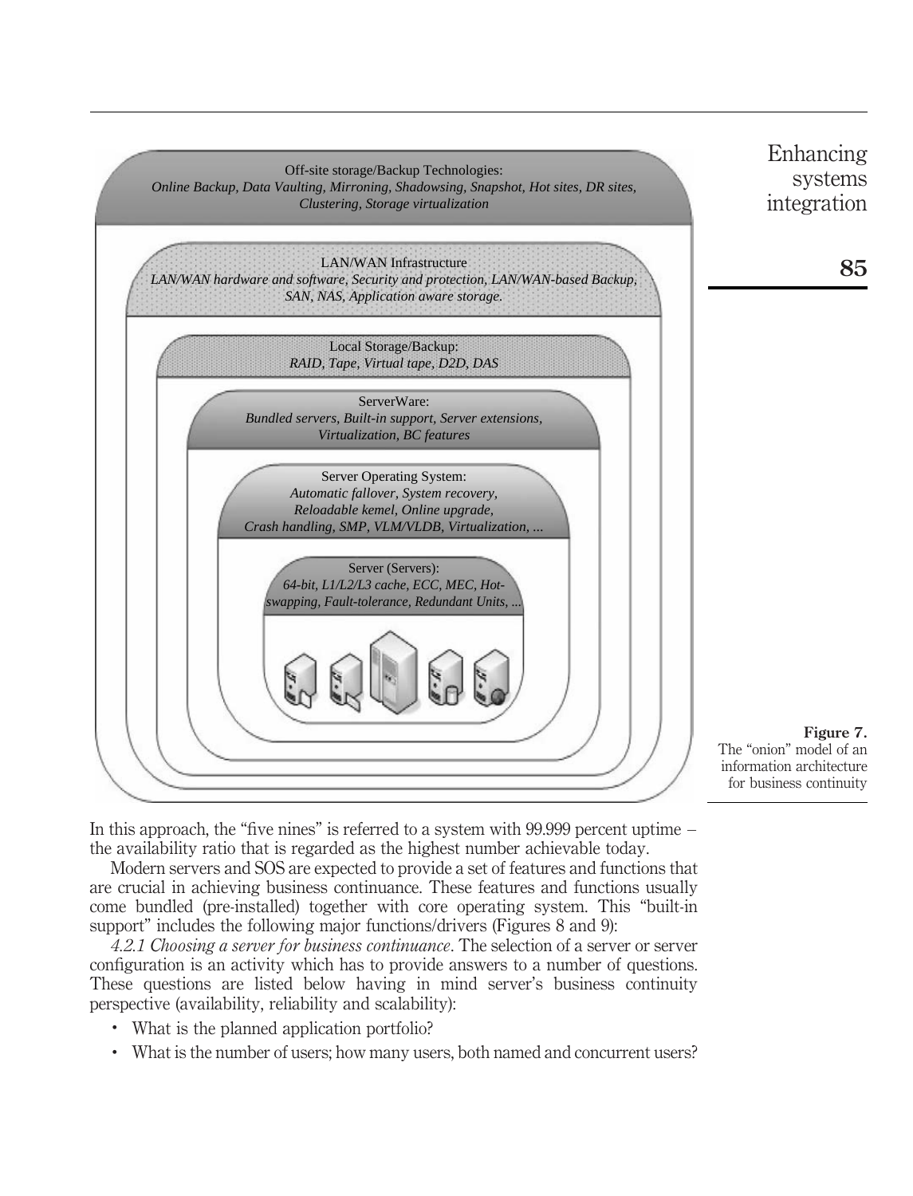Off-site storage/Backup Technologies:
*Online Backup, Data Vaulting, Mirroning, Shadowsing, Snapshot, Hot sites, DR sites, Clustering, Storage virtualization*

LAN/WAN Infrastructure
*LAN/WAN hardware and software, Security and protection, LAN/WAN-based Backup, SAN, NAS, Application aware storage.*

Local Storage/Backup:
*RAID, Tape, Virtual tape, D2D, DAS*

ServerWare:
*Bundled servers, Built-in support, Server extensions, Virtualization, BC features*

Server Operating System:
*Automatic fallover, System recovery, Reloadable kemel, Online upgrade, Crash handling, SMP, VLM/VLDB, Virtualization, ...*

Server (Servers):
*64-bit, L1/L2/L3 cache, ECC, MEC, Hot-swapping, Fault-tolerance, Redundant Units, ...*

**Figure 7.** The "onion" model of an information architecture for business continuity

In this approach, the "five nines" is referred to a system with 99.999 percent uptime – the availability ratio that is regarded as the highest number achievable today.

Modern servers and SOS are expected to provide a set of features and functions that are crucial in achieving business continuance. These features and functions usually come bundled (pre-installed) together with core operating system. This "built-in support" includes the following major functions/drivers (Figures 8 and 9):

*4.2.1 Choosing a server for business continuance*. The selection of a server or server configuration is an activity which has to provide answers to a number of questions. These questions are listed below having in mind server's business continuity perspective (availability, reliability and scalability):

- What is the planned application portfolio?
- What is the number of users; how many users, both named and concurrent users?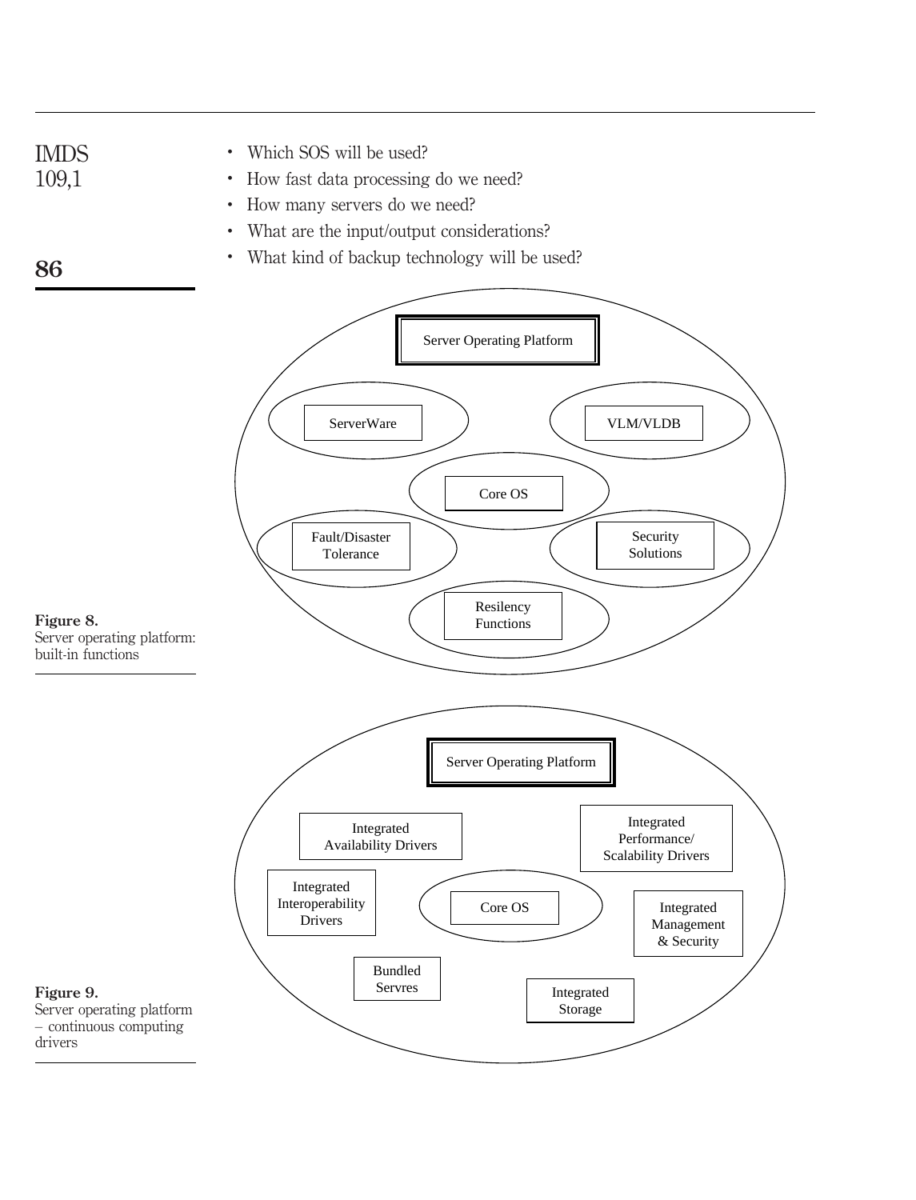- Which SOS will be used?
- How fast data processing do we need?
- How many servers do we need?
- What are the input/output considerations?
- What kind of backup technology will be used?

Server Operating Platform

ServerWare

VLM/VLDB

Core OS

Fault/Disaster Tolerance

Security Solutions

Resiliency Functions

**Figure 8.**
Server operating platform: built-in functions

Server Operating Platform

Integrated Availability Drivers

Integrated Performance/ Scalability Drivers

Integrated Interoperability Drivers

Core OS

Integrated Management & Security

Bundled Servres

Integrated Storage

**Figure 9.**
Server operating platform – continuous computing drivers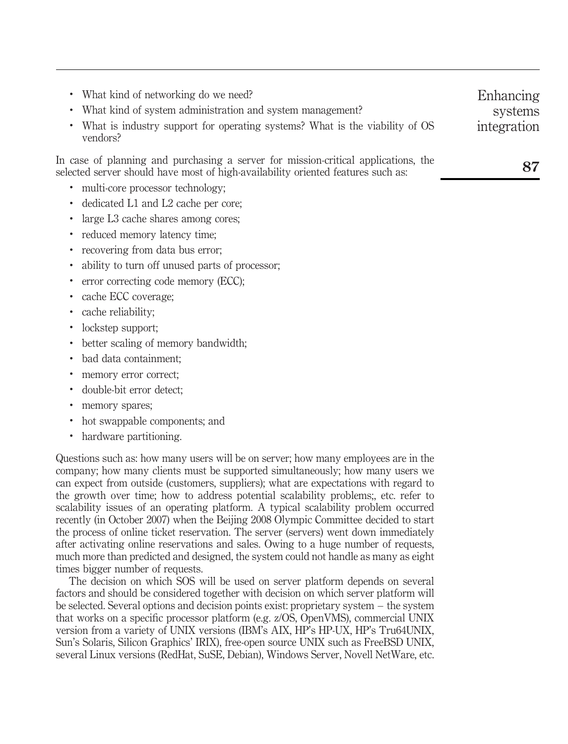- What kind of networking do we need?
- What kind of system administration and system management?
- What is industry support for operating systems? What is the viability of OS vendors?

In case of planning and purchasing a server for mission-critical applications, the selected server should have most of high-availability oriented features such as:

- multi-core processor technology;
- dedicated L1 and L2 cache per core;
- large L3 cache shares among cores;
- reduced memory latency time;
- recovering from data bus error;
- ability to turn off unused parts of processor;
- error correcting code memory (ECC);
- cache ECC coverage;
- cache reliability;
- lockstep support;
- better scaling of memory bandwidth;
- bad data containment;
- memory error correct;
- double-bit error detect;
- memory spares;
- hot swappable components; and
- hardware partitioning.

Questions such as: how many users will be on server; how many employees are in the company; how many clients must be supported simultaneously; how many users we can expect from outside (customers, suppliers); what are expectations with regard to the growth over time; how to address potential scalability problems;, etc. refer to scalability issues of an operating platform. A typical scalability problem occurred recently (in October 2007) when the Beijing 2008 Olympic Committee decided to start the process of online ticket reservation. The server (servers) went down immediately after activating online reservations and sales. Owing to a huge number of requests, much more than predicted and designed, the system could not handle as many as eight times bigger number of requests.

The decision on which SOS will be used on server platform depends on several factors and should be considered together with decision on which server platform will be selected. Several options and decision points exist: proprietary system – the system that works on a specific processor platform (e.g. z/OS, OpenVMS), commercial UNIX version from a variety of UNIX versions (IBM's AIX, HP's HP-UX, HP's Tru64UNIX, Sun's Solaris, Silicon Graphics' IRIX), free-open source UNIX such as FreeBSD UNIX, several Linux versions (RedHat, SuSE, Debian), Windows Server, Novell NetWare, etc.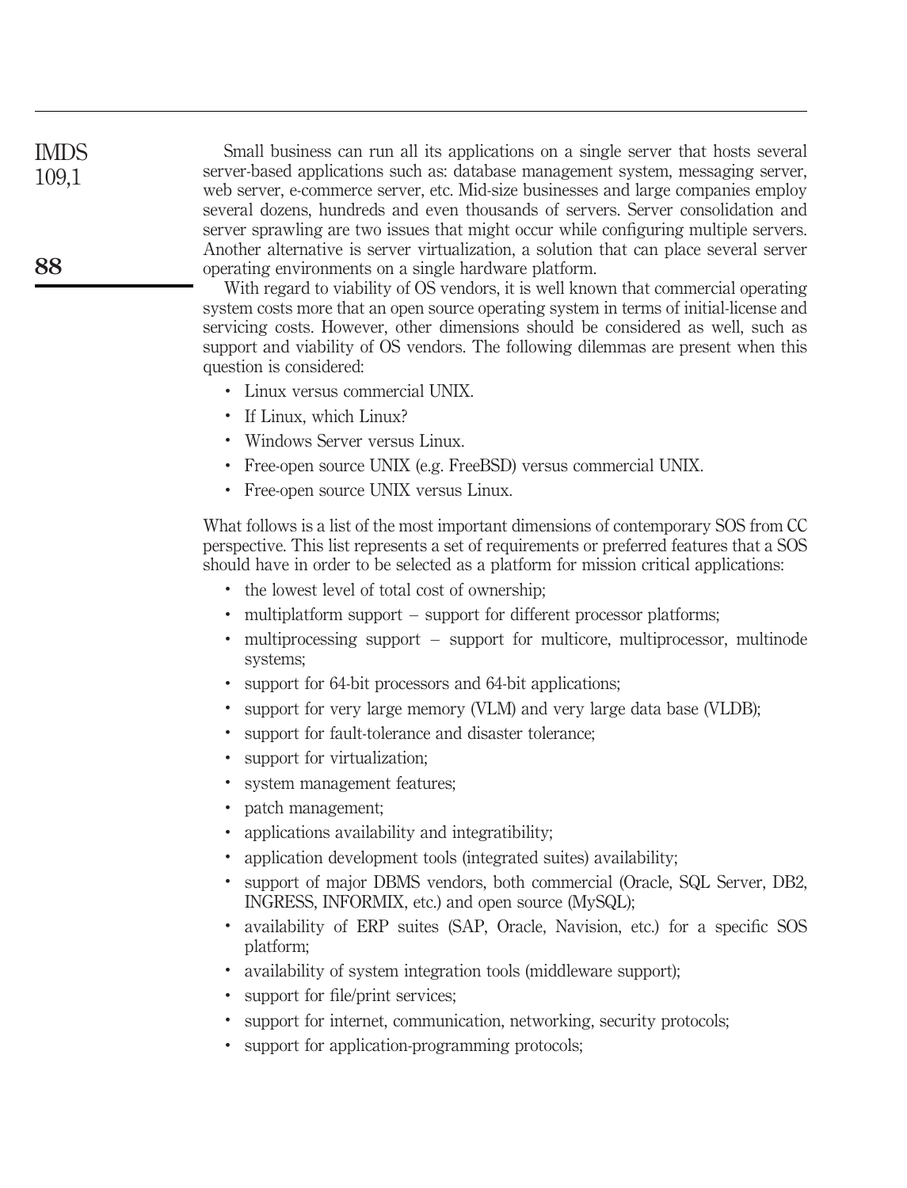Small business can run all its applications on a single server that hosts several server-based applications such as: database management system, messaging server, web server, e-commerce server, etc. Mid-size businesses and large companies employ several dozens, hundreds and even thousands of servers. Server consolidation and server sprawling are two issues that might occur while configuring multiple servers. Another alternative is server virtualization, a solution that can place several server operating environments on a single hardware platform.

With regard to viability of OS vendors, it is well known that commercial operating system costs more that an open source operating system in terms of initial-license and servicing costs. However, other dimensions should be considered as well, such as support and viability of OS vendors. The following dilemmas are present when this question is considered:

- Linux versus commercial UNIX.
- If Linux, which Linux?
- Windows Server versus Linux.
- Free-open source UNIX (e.g. FreeBSD) versus commercial UNIX.
- Free-open source UNIX versus Linux.

What follows is a list of the most important dimensions of contemporary SOS from CC perspective. This list represents a set of requirements or preferred features that a SOS should have in order to be selected as a platform for mission critical applications:

- the lowest level of total cost of ownership;
- multiplatform support – support for different processor platforms;
- multiprocessing support – support for multicore, multiprocessor, multinode systems;
- support for 64-bit processors and 64-bit applications;
- support for very large memory (VLM) and very large data base (VLDB);
- support for fault-tolerance and disaster tolerance;
- support for virtualization;
- system management features;
- patch management;
- applications availability and integratibility;
- application development tools (integrated suites) availability;
- support of major DBMS vendors, both commercial (Oracle, SQL Server, DB2, INGRESS, INFORMIX, etc.) and open source (MySQL);
- availability of ERP suites (SAP, Oracle, Navision, etc.) for a specific SOS platform;
- availability of system integration tools (middleware support);
- support for file/print services;
- support for internet, communication, networking, security protocols;
- support for application-programming protocols;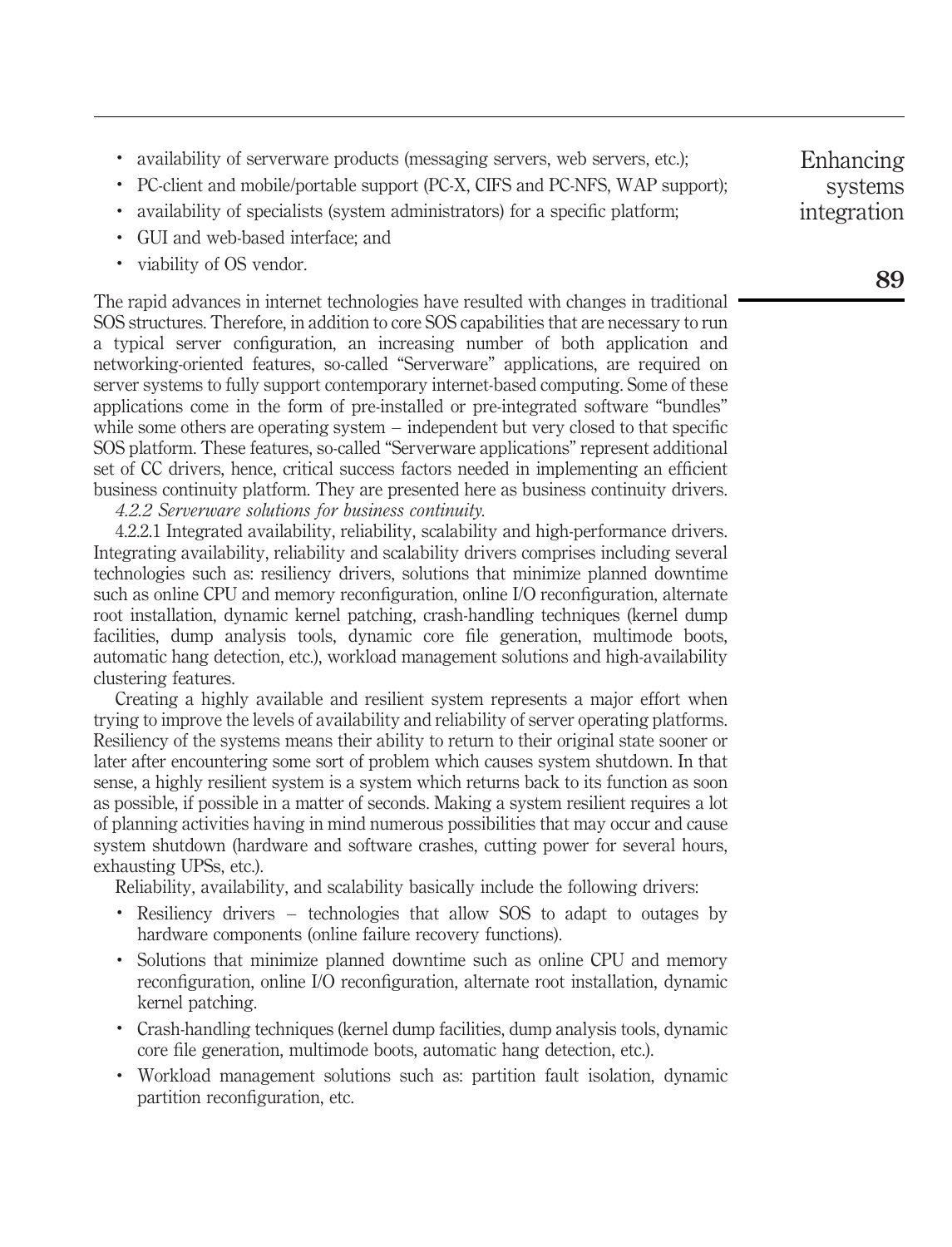- availability of serverware products (messaging servers, web servers, etc.);
- PC-client and mobile/portable support (PC-X, CIFS and PC-NFS, WAP support);
- availability of specialists (system administrators) for a specific platform;
- GUI and web-based interface; and
- viability of OS vendor.

The rapid advances in internet technologies have resulted with changes in traditional SOS structures. Therefore, in addition to core SOS capabilities that are necessary to run a typical server configuration, an increasing number of both application and networking-oriented features, so-called "Serverware" applications, are required on server systems to fully support contemporary internet-based computing. Some of these applications come in the form of pre-installed or pre-integrated software "bundles" while some others are operating system – independent but very closed to that specific SOS platform. These features, so-called "Serverware applications" represent additional set of CC drivers, hence, critical success factors needed in implementing an efficient business continuity platform. They are presented here as business continuity drivers.

*4.2.2 Serverware solutions for business continuity.*

4.2.2.1 Integrated availability, reliability, scalability and high-performance drivers. Integrating availability, reliability and scalability drivers comprises including several technologies such as: resiliency drivers, solutions that minimize planned downtime such as online CPU and memory reconfiguration, online I/O reconfiguration, alternate root installation, dynamic kernel patching, crash-handling techniques (kernel dump facilities, dump analysis tools, dynamic core file generation, multimode boots, automatic hang detection, etc.), workload management solutions and high-availability clustering features.

Creating a highly available and resilient system represents a major effort when trying to improve the levels of availability and reliability of server operating platforms. Resiliency of the systems means their ability to return to their original state sooner or later after encountering some sort of problem which causes system shutdown. In that sense, a highly resilient system is a system which returns back to its function as soon as possible, if possible in a matter of seconds. Making a system resilient requires a lot of planning activities having in mind numerous possibilities that may occur and cause system shutdown (hardware and software crashes, cutting power for several hours, exhausting UPSs, etc.).

Reliability, availability, and scalability basically include the following drivers:

- Resiliency drivers – technologies that allow SOS to adapt to outages by hardware components (online failure recovery functions).
- Solutions that minimize planned downtime such as online CPU and memory reconfiguration, online I/O reconfiguration, alternate root installation, dynamic kernel patching.
- Crash-handling techniques (kernel dump facilities, dump analysis tools, dynamic core file generation, multimode boots, automatic hang detection, etc.).
- Workload management solutions such as: partition fault isolation, dynamic partition reconfiguration, etc.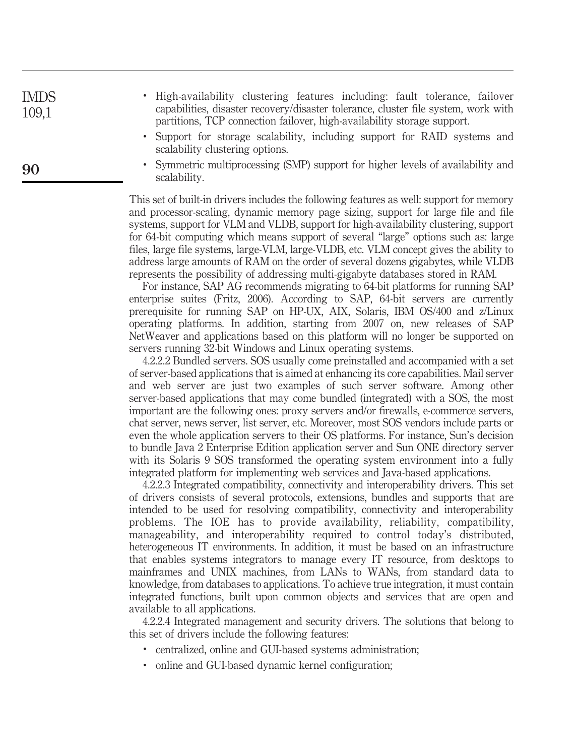- High-availability clustering features including: fault tolerance, failover capabilities, disaster recovery/disaster tolerance, cluster file system, work with partitions, TCP connection failover, high-availability storage support.
- Support for storage scalability, including support for RAID systems and scalability clustering options.
- Symmetric multiprocessing (SMP) support for higher levels of availability and scalability.

This set of built-in drivers includes the following features as well: support for memory and processor-scaling, dynamic memory page sizing, support for large file and file systems, support for VLM and VLDB, support for high-availability clustering, support for 64-bit computing which means support of several "large" options such as: large files, large file systems, large-VLM, large-VLDB, etc. VLM concept gives the ability to address large amounts of RAM on the order of several dozens gigabytes, while VLDB represents the possibility of addressing multi-gigabyte databases stored in RAM.

For instance, SAP AG recommends migrating to 64-bit platforms for running SAP enterprise suites (Fritz, 2006). According to SAP, 64-bit servers are currently prerequisite for running SAP on HP-UX, AIX, Solaris, IBM OS/400 and z/Linux operating platforms. In addition, starting from 2007 on, new releases of SAP NetWeaver and applications based on this platform will no longer be supported on servers running 32-bit Windows and Linux operating systems.

4.2.2.2 Bundled servers. SOS usually come preinstalled and accompanied with a set of server-based applications that is aimed at enhancing its core capabilities. Mail server and web server are just two examples of such server software. Among other server-based applications that may come bundled (integrated) with a SOS, the most important are the following ones: proxy servers and/or firewalls, e-commerce servers, chat server, news server, list server, etc. Moreover, most SOS vendors include parts or even the whole application servers to their OS platforms. For instance, Sun's decision to bundle Java 2 Enterprise Edition application server and Sun ONE directory server with its Solaris 9 SOS transformed the operating system environment into a fully integrated platform for implementing web services and Java-based applications.

4.2.2.3 Integrated compatibility, connectivity and interoperability drivers. This set of drivers consists of several protocols, extensions, bundles and supports that are intended to be used for resolving compatibility, connectivity and interoperability problems. The IOE has to provide availability, reliability, compatibility, manageability, and interoperability required to control today's distributed, heterogeneous IT environments. In addition, it must be based on an infrastructure that enables systems integrators to manage every IT resource, from desktops to mainframes and UNIX machines, from LANs to WANs, from standard data to knowledge, from databases to applications. To achieve true integration, it must contain integrated functions, built upon common objects and services that are open and available to all applications.

4.2.2.4 Integrated management and security drivers. The solutions that belong to this set of drivers include the following features:

- centralized, online and GUI-based systems administration;
- online and GUI-based dynamic kernel configuration;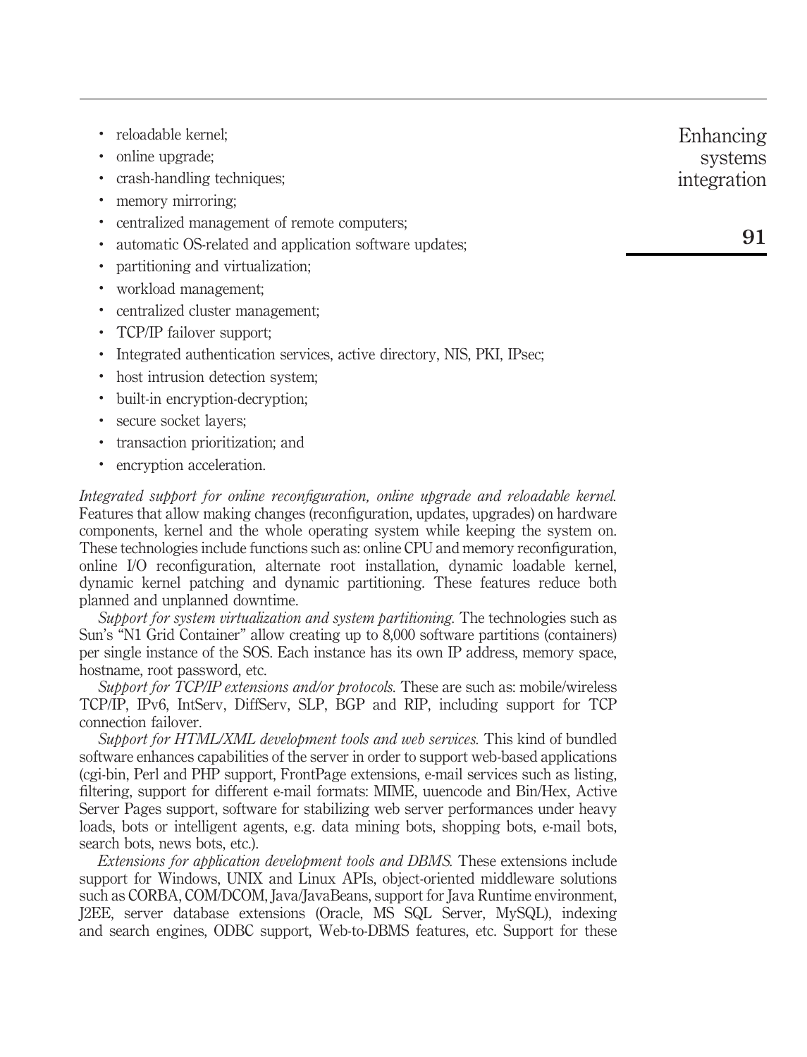- reloadable kernel;
- online upgrade;
- crash-handling techniques;
- memory mirroring;
- centralized management of remote computers;
- automatic OS-related and application software updates;
- partitioning and virtualization;
- workload management;
- centralized cluster management;
- TCP/IP failover support;
- Integrated authentication services, active directory, NIS, PKI, IPsec;
- host intrusion detection system;
- built-in encryption-decryption;
- secure socket layers;
- transaction prioritization; and
- encryption acceleration.

*Integrated support for online reconfiguration, online upgrade and reloadable kernel.* Features that allow making changes (reconfiguration, updates, upgrades) on hardware components, kernel and the whole operating system while keeping the system on. These technologies include functions such as: online CPU and memory reconfiguration, online I/O reconfiguration, alternate root installation, dynamic loadable kernel, dynamic kernel patching and dynamic partitioning. These features reduce both planned and unplanned downtime.

*Support for system virtualization and system partitioning.* The technologies such as Sun's "N1 Grid Container" allow creating up to 8,000 software partitions (containers) per single instance of the SOS. Each instance has its own IP address, memory space, hostname, root password, etc.

*Support for TCP/IP extensions and/or protocols.* These are such as: mobile/wireless TCP/IP, IPv6, IntServ, DiffServ, SLP, BGP and RIP, including support for TCP connection failover.

*Support for HTML/XML development tools and web services.* This kind of bundled software enhances capabilities of the server in order to support web-based applications (cgi-bin, Perl and PHP support, FrontPage extensions, e-mail services such as listing, filtering, support for different e-mail formats: MIME, uuencode and Bin/Hex, Active Server Pages support, software for stabilizing web server performances under heavy loads, bots or intelligent agents, e.g. data mining bots, shopping bots, e-mail bots, search bots, news bots, etc.).

*Extensions for application development tools and DBMS.* These extensions include support for Windows, UNIX and Linux APIs, object-oriented middleware solutions such as CORBA, COM/DCOM, Java/JavaBeans, support for Java Runtime environment, J2EE, server database extensions (Oracle, MS SQL Server, MySQL), indexing and search engines, ODBC support, Web-to-DBMS features, etc. Support for these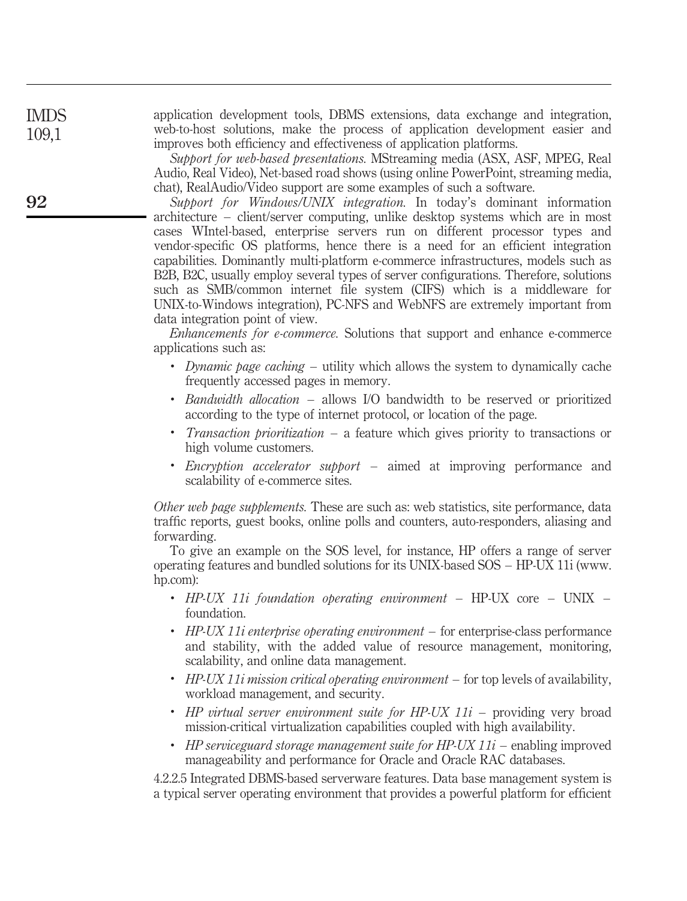application development tools, DBMS extensions, data exchange and integration, web-to-host solutions, make the process of application development easier and improves both efficiency and effectiveness of application platforms.

*Support for web-based presentations.* MStreaming media (ASX, ASF, MPEG, Real Audio, Real Video), Net-based road shows (using online PowerPoint, streaming media, chat), RealAudio/Video support are some examples of such a software.

*Support for Windows/UNIX integration.* In today's dominant information architecture – client/server computing, unlike desktop systems which are in most cases WIntel-based, enterprise servers run on different processor types and vendor-specific OS platforms, hence there is a need for an efficient integration capabilities. Dominantly multi-platform e-commerce infrastructures, models such as B2B, B2C, usually employ several types of server configurations. Therefore, solutions such as SMB/common internet file system (CIFS) which is a middleware for UNIX-to-Windows integration), PC-NFS and WebNFS are extremely important from data integration point of view.

*Enhancements for e-commerce.* Solutions that support and enhance e-commerce applications such as:

- *Dynamic page caching* – utility which allows the system to dynamically cache frequently accessed pages in memory.
- *Bandwidth allocation* – allows I/O bandwidth to be reserved or prioritized according to the type of internet protocol, or location of the page.
- *Transaction prioritization* – a feature which gives priority to transactions or high volume customers.
- *Encryption accelerator support* – aimed at improving performance and scalability of e-commerce sites.

*Other web page supplements.* These are such as: web statistics, site performance, data traffic reports, guest books, online polls and counters, auto-responders, aliasing and forwarding.

To give an example on the SOS level, for instance, HP offers a range of server operating features and bundled solutions for its UNIX-based SOS – HP-UX 11i (www.hp.com):

- *HP-UX 11i foundation operating environment* – HP-UX core – UNIX – foundation.
- *HP-UX 11i enterprise operating environment* – for enterprise-class performance and stability, with the added value of resource management, monitoring, scalability, and online data management.
- *HP-UX 11i mission critical operating environment* – for top levels of availability, workload management, and security.
- *HP virtual server environment suite for HP-UX 11i* – providing very broad mission-critical virtualization capabilities coupled with high availability.
- *HP serviceguard storage management suite for HP-UX 11i* – enabling improved manageability and performance for Oracle and Oracle RAC databases.

4.2.2.5 Integrated DBMS-based serverware features. Data base management system is a typical server operating environment that provides a powerful platform for efficient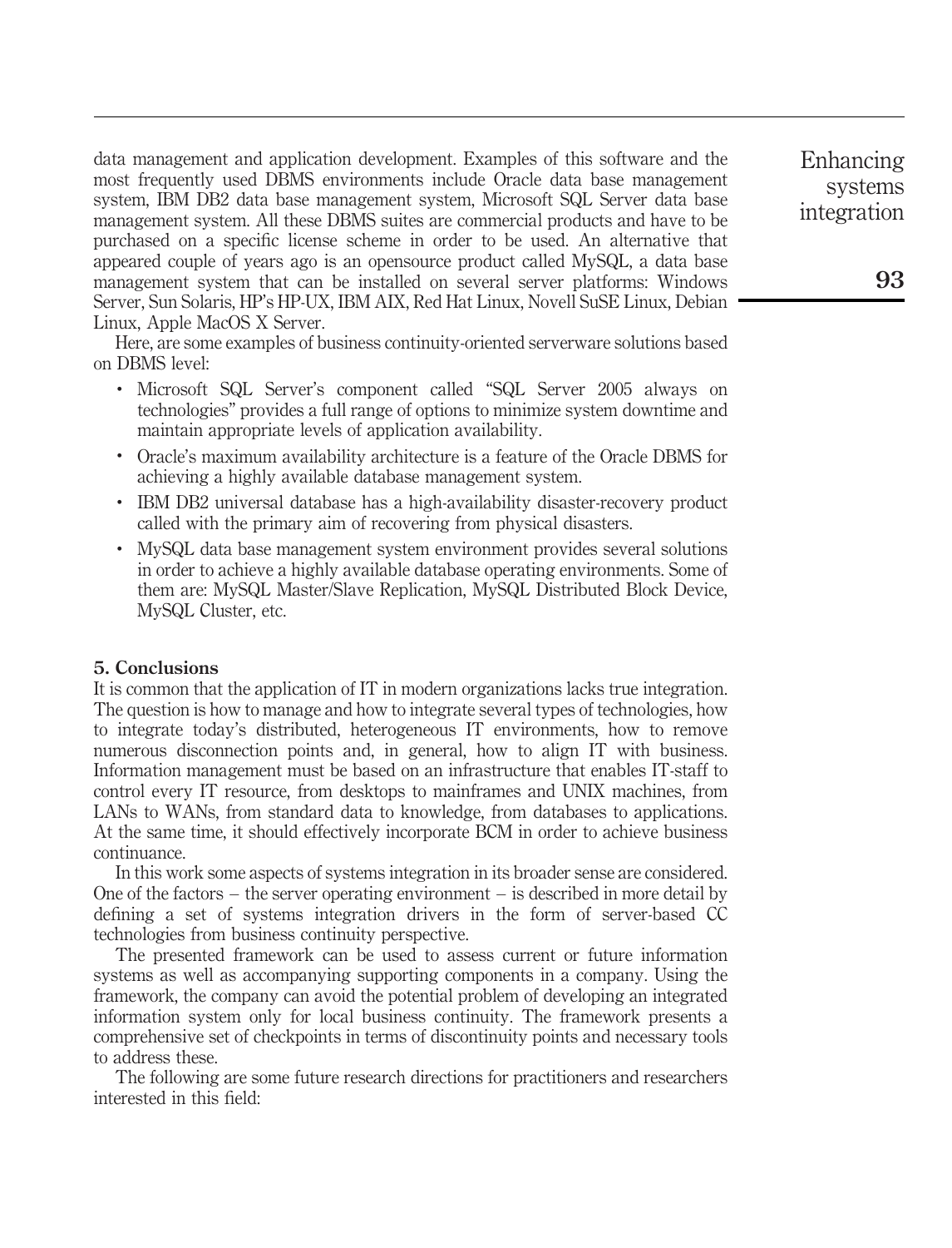data management and application development. Examples of this software and the most frequently used DBMS environments include Oracle data base management system, IBM DB2 data base management system, Microsoft SQL Server data base management system. All these DBMS suites are commercial products and have to be purchased on a specific license scheme in order to be used. An alternative that appeared couple of years ago is an opensource product called MySQL, a data base management system that can be installed on several server platforms: Windows Server, Sun Solaris, HP's HP-UX, IBM AIX, Red Hat Linux, Novell SuSE Linux, Debian Linux, Apple MacOS X Server.

Here, are some examples of business continuity-oriented serverware solutions based on DBMS level:

- Microsoft SQL Server's component called "SQL Server 2005 always on technologies" provides a full range of options to minimize system downtime and maintain appropriate levels of application availability.
- Oracle's maximum availability architecture is a feature of the Oracle DBMS for achieving a highly available database management system.
- IBM DB2 universal database has a high-availability disaster-recovery product called with the primary aim of recovering from physical disasters.
- MySQL data base management system environment provides several solutions in order to achieve a highly available database operating environments. Some of them are: MySQL Master/Slave Replication, MySQL Distributed Block Device, MySQL Cluster, etc.

## 5. Conclusions

It is common that the application of IT in modern organizations lacks true integration. The question is how to manage and how to integrate several types of technologies, how to integrate today's distributed, heterogeneous IT environments, how to remove numerous disconnection points and, in general, how to align IT with business. Information management must be based on an infrastructure that enables IT-staff to control every IT resource, from desktops to mainframes and UNIX machines, from LANs to WANs, from standard data to knowledge, from databases to applications. At the same time, it should effectively incorporate BCM in order to achieve business continuance.

In this work some aspects of systems integration in its broader sense are considered. One of the factors – the server operating environment – is described in more detail by defining a set of systems integration drivers in the form of server-based CC technologies from business continuity perspective.

The presented framework can be used to assess current or future information systems as well as accompanying supporting components in a company. Using the framework, the company can avoid the potential problem of developing an integrated information system only for local business continuity. The framework presents a comprehensive set of checkpoints in terms of discontinuity points and necessary tools to address these.

The following are some future research directions for practitioners and researchers interested in this field: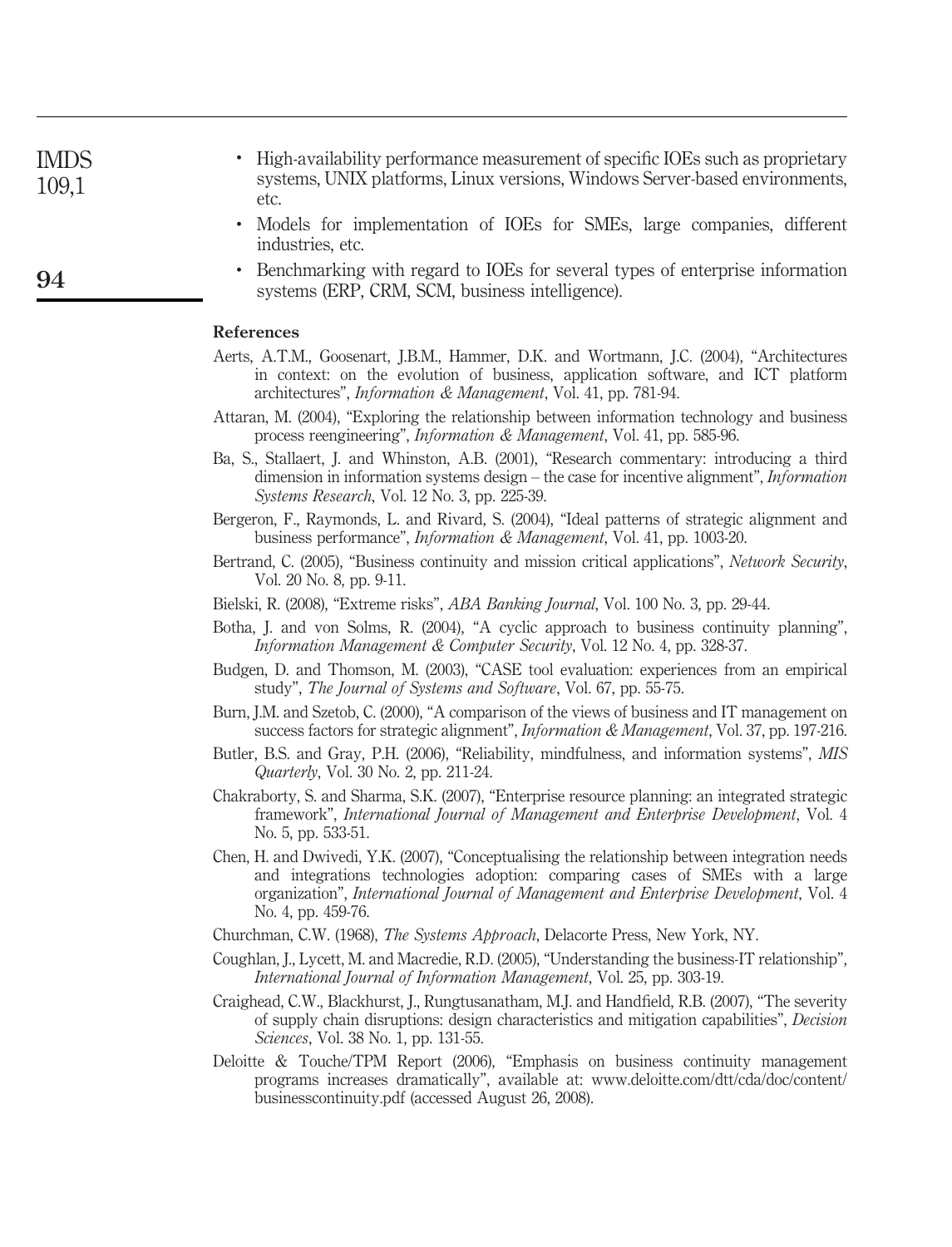- High-availability performance measurement of specific IOEs such as proprietary systems, UNIX platforms, Linux versions, Windows Server-based environments, etc.
- Models for implementation of IOEs for SMEs, large companies, different industries, etc.
- Benchmarking with regard to IOEs for several types of enterprise information systems (ERP, CRM, SCM, business intelligence).

## References

Aerts, A.T.M., Goosenart, J.B.M., Hammer, D.K. and Wortmann, J.C. (2004), "Architectures in context: on the evolution of business, application software, and ICT platform architectures", *Information & Management*, Vol. 41, pp. 781-94.

Attaran, M. (2004), "Exploring the relationship between information technology and business process reengineering", *Information & Management*, Vol. 41, pp. 585-96.

Ba, S., Stallaert, J. and Whinston, A.B. (2001), "Research commentary: introducing a third dimension in information systems design – the case for incentive alignment", *Information Systems Research*, Vol. 12 No. 3, pp. 225-39.

Bergeron, F., Raymonds, L. and Rivard, S. (2004), "Ideal patterns of strategic alignment and business performance", *Information & Management*, Vol. 41, pp. 1003-20.

Bertrand, C. (2005), "Business continuity and mission critical applications", *Network Security*, Vol. 20 No. 8, pp. 9-11.

Bielski, R. (2008), "Extreme risks", *ABA Banking Journal*, Vol. 100 No. 3, pp. 29-44.

Botha, J. and von Solms, R. (2004), "A cyclic approach to business continuity planning", *Information Management & Computer Security*, Vol. 12 No. 4, pp. 328-37.

Budgen, D. and Thomson, M. (2003), "CASE tool evaluation: experiences from an empirical study", *The Journal of Systems and Software*, Vol. 67, pp. 55-75.

Burn, J.M. and Szetob, C. (2000), "A comparison of the views of business and IT management on success factors for strategic alignment", *Information & Management*, Vol. 37, pp. 197-216.

Butler, B.S. and Gray, P.H. (2006), "Reliability, mindfulness, and information systems", *MIS Quarterly*, Vol. 30 No. 2, pp. 211-24.

Chakraborty, S. and Sharma, S.K. (2007), "Enterprise resource planning: an integrated strategic framework", *International Journal of Management and Enterprise Development*, Vol. 4 No. 5, pp. 533-51.

Chen, H. and Dwivedi, Y.K. (2007), "Conceptualising the relationship between integration needs and integrations technologies adoption: comparing cases of SMEs with a large organization", *International Journal of Management and Enterprise Development*, Vol. 4 No. 4, pp. 459-76.

Churchman, C.W. (1968), *The Systems Approach*, Delacorte Press, New York, NY.

Coughlan, J., Lycett, M. and Macredie, R.D. (2005), "Understanding the business-IT relationship", *International Journal of Information Management*, Vol. 25, pp. 303-19.

Craighead, C.W., Blackhurst, J., Rungtusanatham, M.J. and Handfield, R.B. (2007), "The severity of supply chain disruptions: design characteristics and mitigation capabilities", *Decision Sciences*, Vol. 38 No. 1, pp. 131-55.

Deloitte & Touche/TPM Report (2006), "Emphasis on business continuity management programs increases dramatically", available at: www.deloitte.com/dtt/cda/doc/content/businesscontinuity.pdf (accessed August 26, 2008).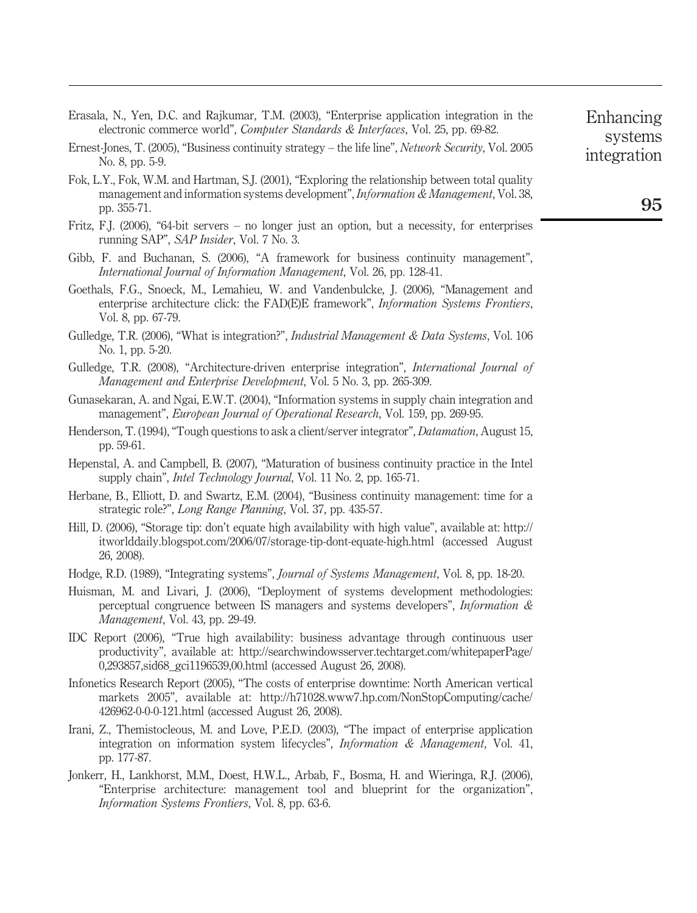Erasala, N., Yen, D.C. and Rajkumar, T.M. (2003), "Enterprise application integration in the electronic commerce world", *Computer Standards & Interfaces*, Vol. 25, pp. 69-82.

Ernest-Jones, T. (2005), "Business continuity strategy – the life line", *Network Security*, Vol. 2005 No. 8, pp. 5-9.

Fok, L.Y., Fok, W.M. and Hartman, S.J. (2001), "Exploring the relationship between total quality management and information systems development", *Information & Management*, Vol. 38, pp. 355-71.

Fritz, F.J. (2006), "64-bit servers – no longer just an option, but a necessity, for enterprises running SAP", *SAP Insider*, Vol. 7 No. 3.

Gibb, F. and Buchanan, S. (2006), "A framework for business continuity management", *International Journal of Information Management*, Vol. 26, pp. 128-41.

Goethals, F.G., Snoeck, M., Lemahieu, W. and Vandenbulcke, J. (2006), "Management and enterprise architecture click: the FAD(E)E framework", *Information Systems Frontiers*, Vol. 8, pp. 67-79.

Gulledge, T.R. (2006), "What is integration?", *Industrial Management & Data Systems*, Vol. 106 No. 1, pp. 5-20.

Gulledge, T.R. (2008), "Architecture-driven enterprise integration", *International Journal of Management and Enterprise Development*, Vol. 5 No. 3, pp. 265-309.

Gunasekaran, A. and Ngai, E.W.T. (2004), "Information systems in supply chain integration and management", *European Journal of Operational Research*, Vol. 159, pp. 269-95.

Henderson, T. (1994), "Tough questions to ask a client/server integrator", *Datamation*, August 15, pp. 59-61.

Hepenstal, A. and Campbell, B. (2007), "Maturation of business continuity practice in the Intel supply chain", *Intel Technology Journal*, Vol. 11 No. 2, pp. 165-71.

Herbane, B., Elliott, D. and Swartz, E.M. (2004), "Business continuity management: time for a strategic role?", *Long Range Planning*, Vol. 37, pp. 435-57.

Hill, D. (2006), "Storage tip: don't equate high availability with high value", available at: http://itworlddaily.blogspot.com/2006/07/storage-tip-dont-equate-high.html (accessed August 26, 2008).

Hodge, R.D. (1989), "Integrating systems", *Journal of Systems Management*, Vol. 8, pp. 18-20.

Huisman, M. and Livari, J. (2006), "Deployment of systems development methodologies: perceptual congruence between IS managers and systems developers", *Information & Management*, Vol. 43, pp. 29-49.

IDC Report (2006), "True high availability: business advantage through continuous user productivity", available at: http://searchwindowsserver.techtarget.com/whitepaperPage/0,293857,sid68_gci1196539,00.html (accessed August 26, 2008).

Infonetics Research Report (2005), "The costs of enterprise downtime: North American vertical markets 2005", available at: http://h71028.www7.hp.com/NonStopComputing/cache/426962-0-0-0-121.html (accessed August 26, 2008).

Irani, Z., Themistocleous, M. and Love, P.E.D. (2003), "The impact of enterprise application integration on information system lifecycles", *Information & Management*, Vol. 41, pp. 177-87.

Jonkerr, H., Lankhorst, M.M., Doest, H.W.L., Arbab, F., Bosma, H. and Wieringa, R.J. (2006), "Enterprise architecture: management tool and blueprint for the organization", *Information Systems Frontiers*, Vol. 8, pp. 63-6.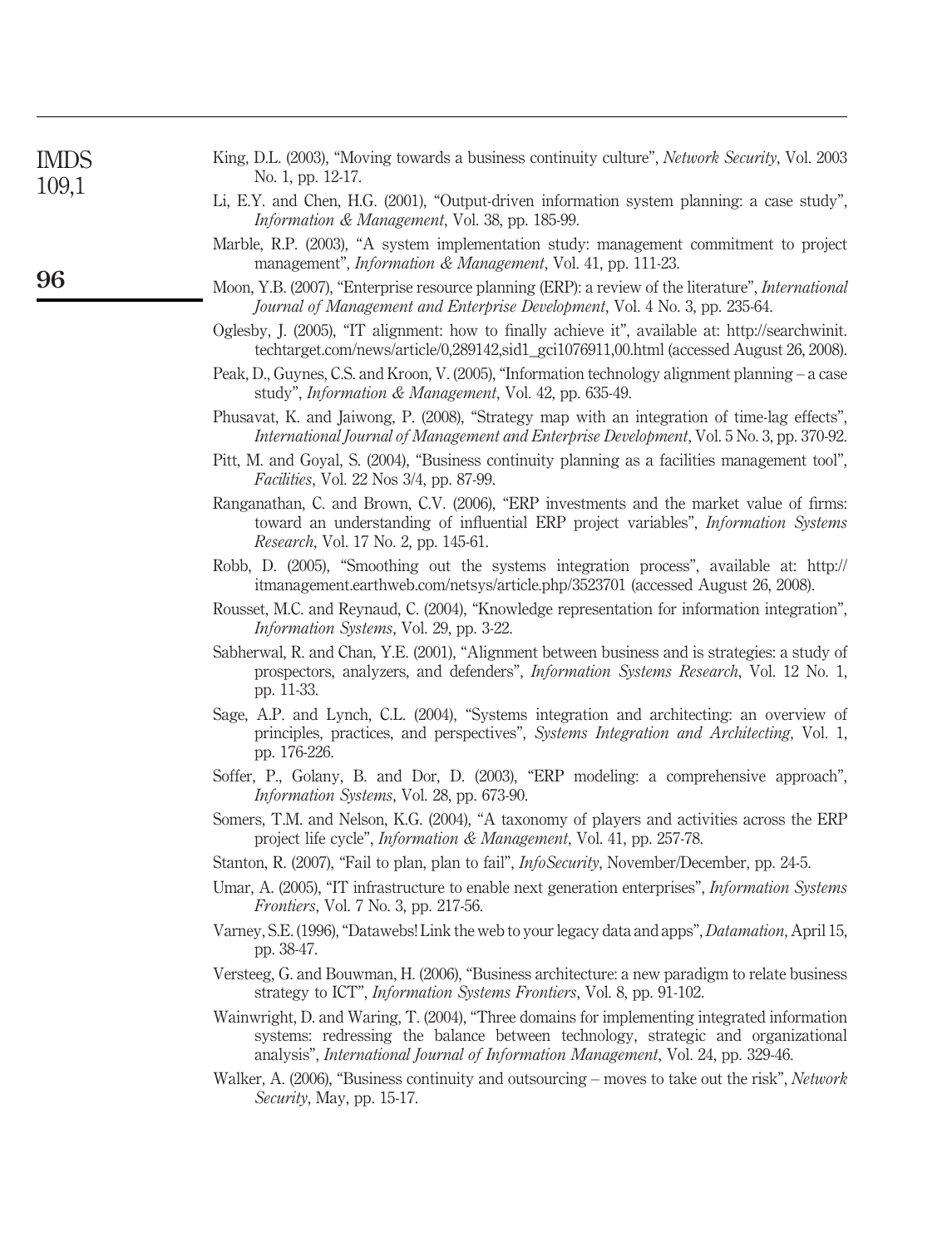King, D.L. (2003), "Moving towards a business continuity culture", *Network Security*, Vol. 2003 No. 1, pp. 12-17.

Li, E.Y. and Chen, H.G. (2001), "Output-driven information system planning: a case study", *Information & Management*, Vol. 38, pp. 185-99.

Marble, R.P. (2003), "A system implementation study: management commitment to project management", *Information & Management*, Vol. 41, pp. 111-23.

Moon, Y.B. (2007), "Enterprise resource planning (ERP): a review of the literature", *International Journal of Management and Enterprise Development*, Vol. 4 No. 3, pp. 235-64.

Oglesby, J. (2005), "IT alignment: how to finally achieve it", available at: http://searchwinit.techtarget.com/news/article/0,289142,sid1_gci1076911,00.html (accessed August 26, 2008).

Peak, D., Guynes, C.S. and Kroon, V. (2005), "Information technology alignment planning – a case study", *Information & Management*, Vol. 42, pp. 635-49.

Phusavat, K. and Jaiwong, P. (2008), "Strategy map with an integration of time-lag effects", *International Journal of Management and Enterprise Development*, Vol. 5 No. 3, pp. 370-92.

Pitt, M. and Goyal, S. (2004), "Business continuity planning as a facilities management tool", *Facilities*, Vol. 22 Nos 3/4, pp. 87-99.

Ranganathan, C. and Brown, C.V. (2006), "ERP investments and the market value of firms: toward an understanding of influential ERP project variables", *Information Systems Research*, Vol. 17 No. 2, pp. 145-61.

Robb, D. (2005), "Smoothing out the systems integration process", available at: http://itmanagement.earthweb.com/netsys/article.php/3523701 (accessed August 26, 2008).

Rousset, M.C. and Reynaud, C. (2004), "Knowledge representation for information integration", *Information Systems*, Vol. 29, pp. 3-22.

Sabherwal, R. and Chan, Y.E. (2001), "Alignment between business and is strategies: a study of prospectors, analyzers, and defenders", *Information Systems Research*, Vol. 12 No. 1, pp. 11-33.

Sage, A.P. and Lynch, C.L. (2004), "Systems integration and architecting: an overview of principles, practices, and perspectives", *Systems Integration and Architecting*, Vol. 1, pp. 176-226.

Soffer, P., Golany, B. and Dor, D. (2003), "ERP modeling: a comprehensive approach", *Information Systems*, Vol. 28, pp. 673-90.

Somers, T.M. and Nelson, K.G. (2004), "A taxonomy of players and activities across the ERP project life cycle", *Information & Management*, Vol. 41, pp. 257-78.

Stanton, R. (2007), "Fail to plan, plan to fail", *InfoSecurity*, November/December, pp. 24-5.

Umar, A. (2005), "IT infrastructure to enable next generation enterprises", *Information Systems Frontiers*, Vol. 7 No. 3, pp. 217-56.

Varney, S.E. (1996), "Datawebs! Link the web to your legacy data and apps", *Datamation*, April 15, pp. 38-47.

Versteeg, G. and Bouwman, H. (2006), "Business architecture: a new paradigm to relate business strategy to ICT", *Information Systems Frontiers*, Vol. 8, pp. 91-102.

Wainwright, D. and Waring, T. (2004), "Three domains for implementing integrated information systems: redressing the balance between technology, strategic and organizational analysis", *International Journal of Information Management*, Vol. 24, pp. 329-46.

Walker, A. (2006), "Business continuity and outsourcing – moves to take out the risk", *Network Security*, May, pp. 15-17.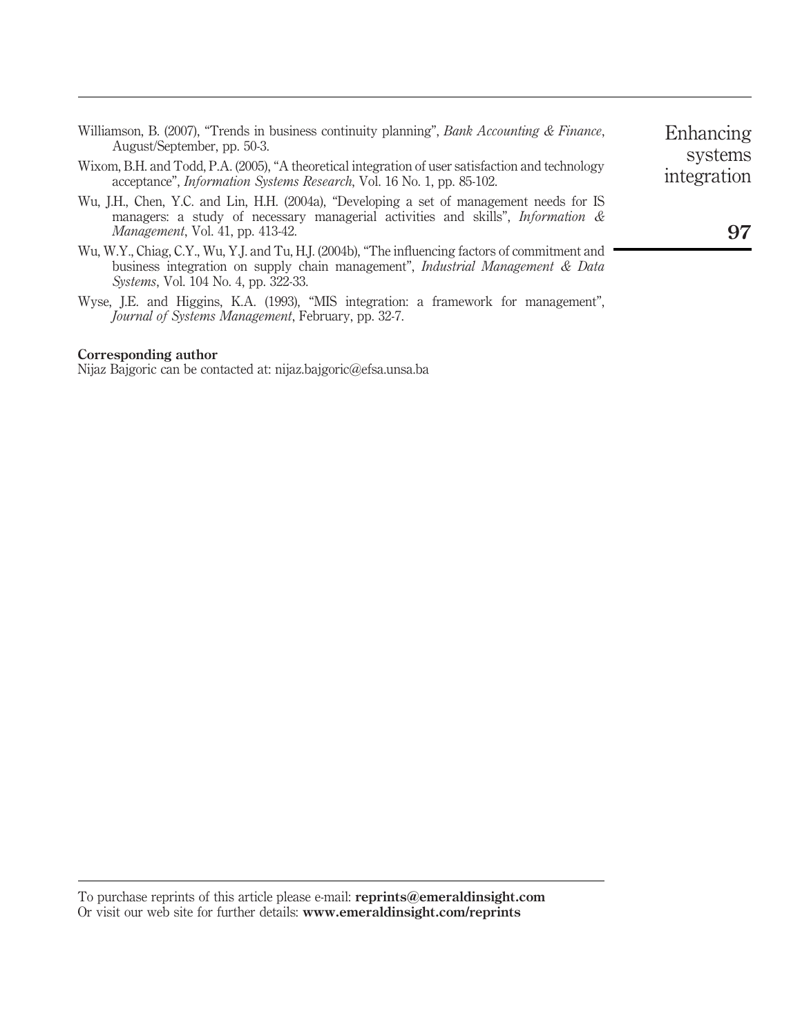Williamson, B. (2007), "Trends in business continuity planning", *Bank Accounting & Finance*, August/September, pp. 50-3.

Wixom, B.H. and Todd, P.A. (2005), "A theoretical integration of user satisfaction and technology acceptance", *Information Systems Research*, Vol. 16 No. 1, pp. 85-102.

Wu, J.H., Chen, Y.C. and Lin, H.H. (2004a), "Developing a set of management needs for IS managers: a study of necessary managerial activities and skills", *Information & Management*, Vol. 41, pp. 413-42.

Wu, W.Y., Chiag, C.Y., Wu, Y.J. and Tu, H.J. (2004b), "The influencing factors of commitment and business integration on supply chain management", *Industrial Management & Data Systems*, Vol. 104 No. 4, pp. 322-33.

Wyse, J.E. and Higgins, K.A. (1993), "MIS integration: a framework for management", *Journal of Systems Management*, February, pp. 32-7.

**Corresponding author**

Nijaz Bajgoric can be contacted at: nijaz.bajgoric@efsa.unsa.ba

To purchase reprints of this article please e-mail: **reprints@emeraldinsight.com**
Or visit our web site for further details: **www.emeraldinsight.com/reprints**